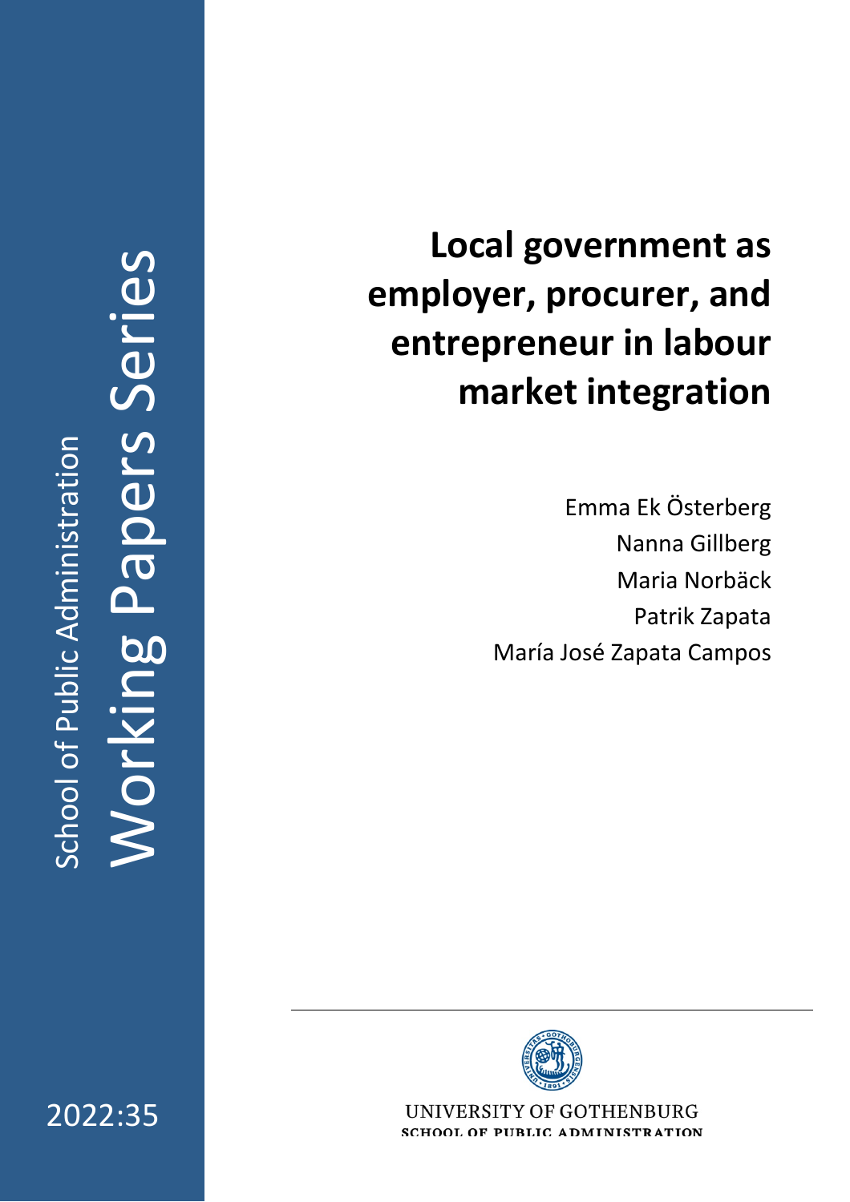School of Public Administration

Working Papers Series

# Local government as employer, procurer, and entrepreneur in labour market integration

Emma Ek Österberg

Nanna Gillberg

Maria Norbäck

Patrik Zapata

María José Zapata Campos

UNIVERSITY OF GOTHENBURG

SCHOOL OF PUBLIC ADMINISTRATION

2022:35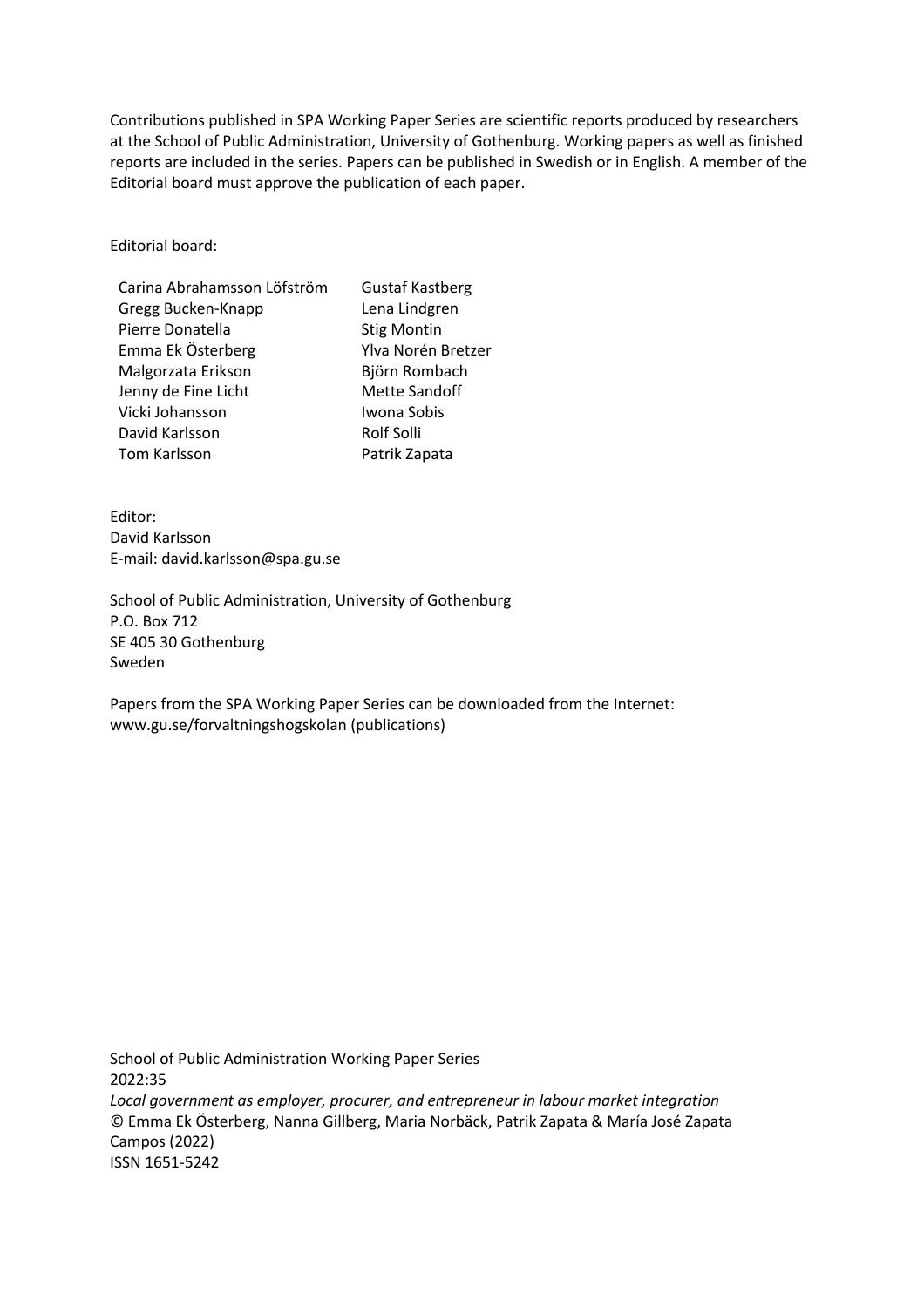Contributions published in SPA Working Paper Series are scientific reports produced by researchers at the School of Public Administration, University of Gothenburg. Working papers as well as finished reports are included in the series. Papers can be published in Swedish or in English. A member of the Editorial board must approve the publication of each paper.

Editorial board:

| | |
|---|---|
| Carina Abrahamsson Löfström | Gustaf Kastberg |
| Gregg Bucken-Knapp | Lena Lindgren |
| Pierre Donatella | Stig Montin |
| Emma Ek Österberg | Ylva Norén Bretzer |
| Malgorzata Erikson | Björn Rombach |
| Jenny de Fine Licht | Mette Sandoff |
| Vicki Johansson | Iwona Sobis |
| David Karlsson | Rolf Solli |
| Tom Karlsson | Patrik Zapata |

Editor:
David Karlsson
E-mail: david.karlsson@spa.gu.se

School of Public Administration, University of Gothenburg
P.O. Box 712
SE 405 30 Gothenburg
Sweden

Papers from the SPA Working Paper Series can be downloaded from the Internet:
www.gu.se/forvaltningshogskolan (publications)

School of Public Administration Working Paper Series
2022:35
*Local government as employer, procurer, and entrepreneur in labour market integration*
© Emma Ek Österberg, Nanna Gillberg, Maria Norbäck, Patrik Zapata & María José Zapata Campos (2022)
ISSN 1651-5242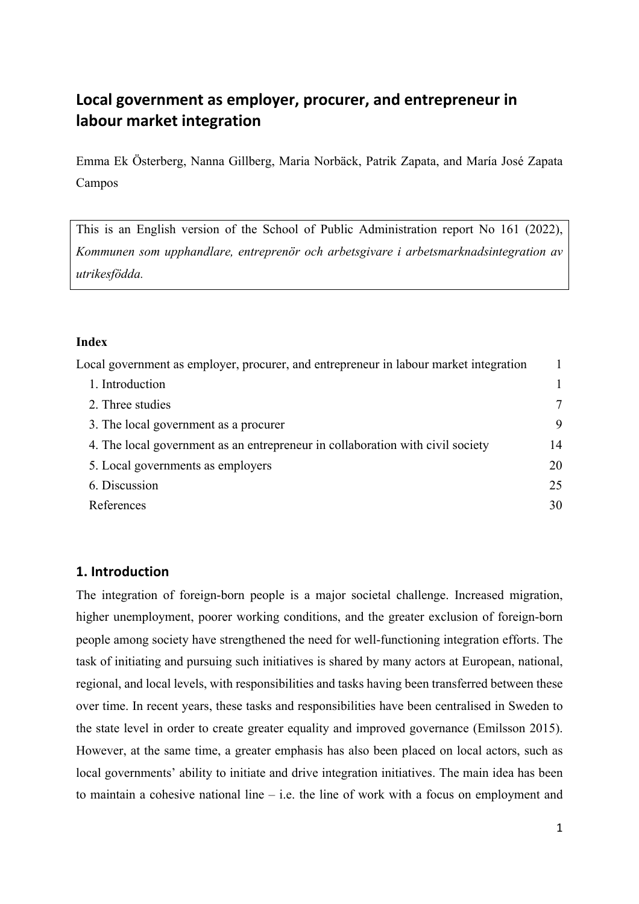# Local government as employer, procurer, and entrepreneur in labour market integration

Emma Ek Österberg, Nanna Gillberg, Maria Norbäck, Patrik Zapata, and María José Zapata Campos

> This is an English version of the School of Public Administration report No 161 (2022), *Kommunen som upphandlare, entreprenör och arbetsgivare i arbetsmarknadsintegration av utrikesfödda.*

**Index**

| | |
|---|---|
| Local government as employer, procurer, and entrepreneur in labour market integration | 1 |
| 1. Introduction | 1 |
| 2. Three studies | 7 |
| 3. The local government as a procurer | 9 |
| 4. The local government as an entrepreneur in collaboration with civil society | 14 |
| 5. Local governments as employers | 20 |
| 6. Discussion | 25 |
| References | 30 |

## 1. Introduction

The integration of foreign-born people is a major societal challenge. Increased migration, higher unemployment, poorer working conditions, and the greater exclusion of foreign-born people among society have strengthened the need for well-functioning integration efforts. The task of initiating and pursuing such initiatives is shared by many actors at European, national, regional, and local levels, with responsibilities and tasks having been transferred between these over time. In recent years, these tasks and responsibilities have been centralised in Sweden to the state level in order to create greater equality and improved governance (Emilsson 2015). However, at the same time, a greater emphasis has also been placed on local actors, such as local governments' ability to initiate and drive integration initiatives. The main idea has been to maintain a cohesive national line – i.e. the line of work with a focus on employment and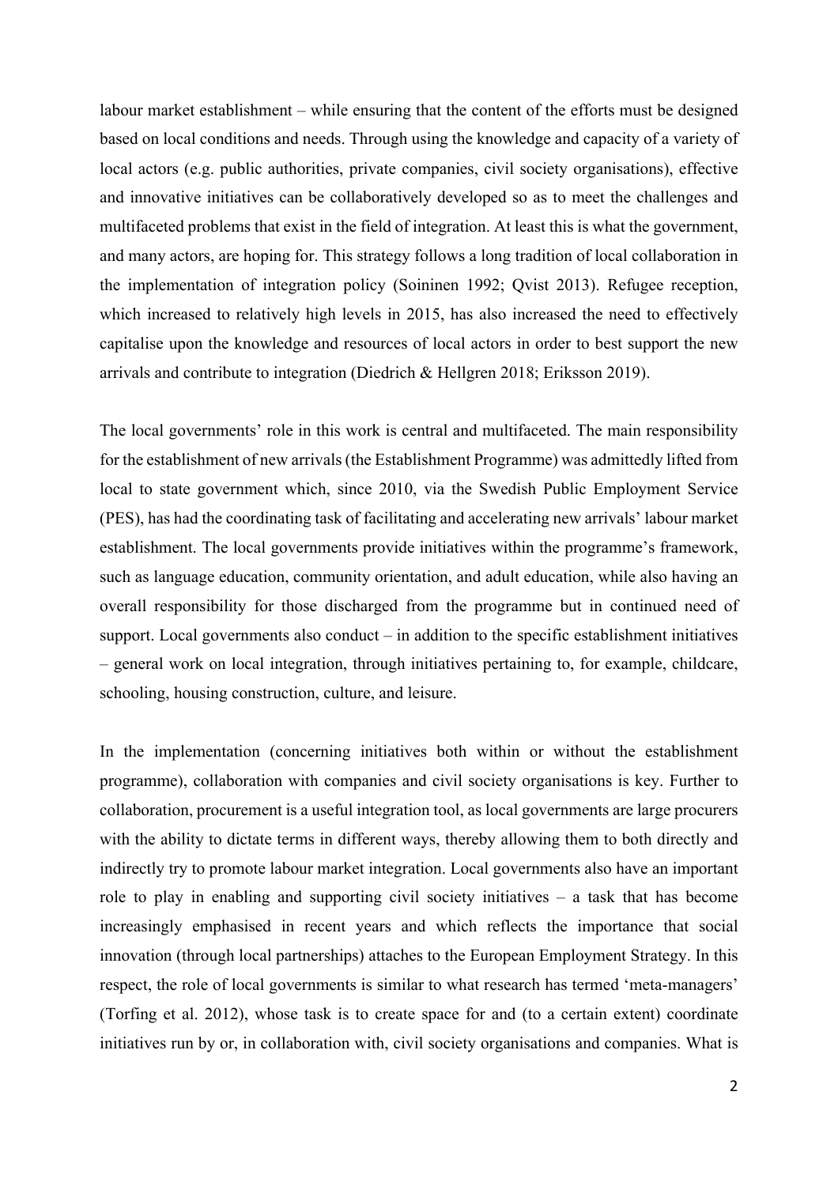labour market establishment – while ensuring that the content of the efforts must be designed based on local conditions and needs. Through using the knowledge and capacity of a variety of local actors (e.g. public authorities, private companies, civil society organisations), effective and innovative initiatives can be collaboratively developed so as to meet the challenges and multifaceted problems that exist in the field of integration. At least this is what the government, and many actors, are hoping for. This strategy follows a long tradition of local collaboration in the implementation of integration policy (Soininen 1992; Qvist 2013). Refugee reception, which increased to relatively high levels in 2015, has also increased the need to effectively capitalise upon the knowledge and resources of local actors in order to best support the new arrivals and contribute to integration (Diedrich & Hellgren 2018; Eriksson 2019).

The local governments' role in this work is central and multifaceted. The main responsibility for the establishment of new arrivals (the Establishment Programme) was admittedly lifted from local to state government which, since 2010, via the Swedish Public Employment Service (PES), has had the coordinating task of facilitating and accelerating new arrivals' labour market establishment. The local governments provide initiatives within the programme's framework, such as language education, community orientation, and adult education, while also having an overall responsibility for those discharged from the programme but in continued need of support. Local governments also conduct – in addition to the specific establishment initiatives – general work on local integration, through initiatives pertaining to, for example, childcare, schooling, housing construction, culture, and leisure.

In the implementation (concerning initiatives both within or without the establishment programme), collaboration with companies and civil society organisations is key. Further to collaboration, procurement is a useful integration tool, as local governments are large procurers with the ability to dictate terms in different ways, thereby allowing them to both directly and indirectly try to promote labour market integration. Local governments also have an important role to play in enabling and supporting civil society initiatives – a task that has become increasingly emphasised in recent years and which reflects the importance that social innovation (through local partnerships) attaches to the European Employment Strategy. In this respect, the role of local governments is similar to what research has termed 'meta-managers' (Torfing et al. 2012), whose task is to create space for and (to a certain extent) coordinate initiatives run by or, in collaboration with, civil society organisations and companies. What is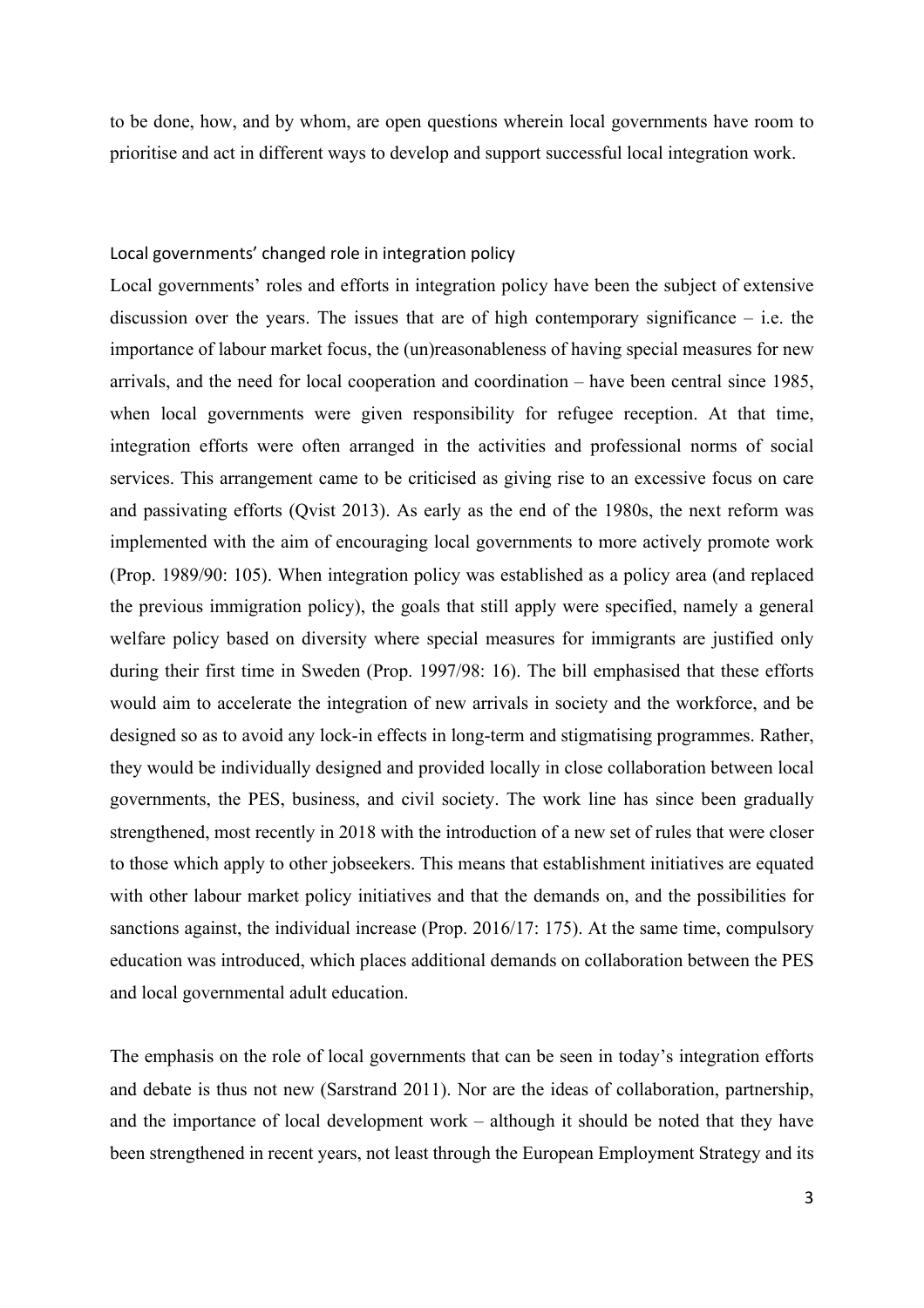to be done, how, and by whom, are open questions wherein local governments have room to prioritise and act in different ways to develop and support successful local integration work.

## Local governments' changed role in integration policy

Local governments' roles and efforts in integration policy have been the subject of extensive discussion over the years. The issues that are of high contemporary significance – i.e. the importance of labour market focus, the (un)reasonableness of having special measures for new arrivals, and the need for local cooperation and coordination – have been central since 1985, when local governments were given responsibility for refugee reception. At that time, integration efforts were often arranged in the activities and professional norms of social services. This arrangement came to be criticised as giving rise to an excessive focus on care and passivating efforts (Qvist 2013). As early as the end of the 1980s, the next reform was implemented with the aim of encouraging local governments to more actively promote work (Prop. 1989/90: 105). When integration policy was established as a policy area (and replaced the previous immigration policy), the goals that still apply were specified, namely a general welfare policy based on diversity where special measures for immigrants are justified only during their first time in Sweden (Prop. 1997/98: 16). The bill emphasised that these efforts would aim to accelerate the integration of new arrivals in society and the workforce, and be designed so as to avoid any lock-in effects in long-term and stigmatising programmes. Rather, they would be individually designed and provided locally in close collaboration between local governments, the PES, business, and civil society. The work line has since been gradually strengthened, most recently in 2018 with the introduction of a new set of rules that were closer to those which apply to other jobseekers. This means that establishment initiatives are equated with other labour market policy initiatives and that the demands on, and the possibilities for sanctions against, the individual increase (Prop. 2016/17: 175). At the same time, compulsory education was introduced, which places additional demands on collaboration between the PES and local governmental adult education.

The emphasis on the role of local governments that can be seen in today's integration efforts and debate is thus not new (Sarstrand 2011). Nor are the ideas of collaboration, partnership, and the importance of local development work – although it should be noted that they have been strengthened in recent years, not least through the European Employment Strategy and its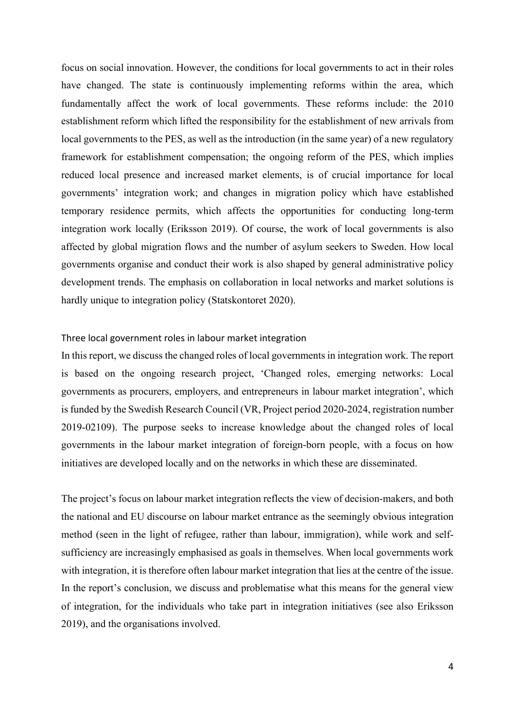focus on social innovation. However, the conditions for local governments to act in their roles have changed. The state is continuously implementing reforms within the area, which fundamentally affect the work of local governments. These reforms include: the 2010 establishment reform which lifted the responsibility for the establishment of new arrivals from local governments to the PES, as well as the introduction (in the same year) of a new regulatory framework for establishment compensation; the ongoing reform of the PES, which implies reduced local presence and increased market elements, is of crucial importance for local governments' integration work; and changes in migration policy which have established temporary residence permits, which affects the opportunities for conducting long-term integration work locally (Eriksson 2019). Of course, the work of local governments is also affected by global migration flows and the number of asylum seekers to Sweden. How local governments organise and conduct their work is also shaped by general administrative policy development trends. The emphasis on collaboration in local networks and market solutions is hardly unique to integration policy (Statskontoret 2020).

## Three local government roles in labour market integration

In this report, we discuss the changed roles of local governments in integration work. The report is based on the ongoing research project, 'Changed roles, emerging networks: Local governments as procurers, employers, and entrepreneurs in labour market integration', which is funded by the Swedish Research Council (VR, Project period 2020-2024, registration number 2019-02109). The purpose seeks to increase knowledge about the changed roles of local governments in the labour market integration of foreign-born people, with a focus on how initiatives are developed locally and on the networks in which these are disseminated.

The project's focus on labour market integration reflects the view of decision-makers, and both the national and EU discourse on labour market entrance as the seemingly obvious integration method (seen in the light of refugee, rather than labour, immigration), while work and self-sufficiency are increasingly emphasised as goals in themselves. When local governments work with integration, it is therefore often labour market integration that lies at the centre of the issue. In the report's conclusion, we discuss and problematise what this means for the general view of integration, for the individuals who take part in integration initiatives (see also Eriksson 2019), and the organisations involved.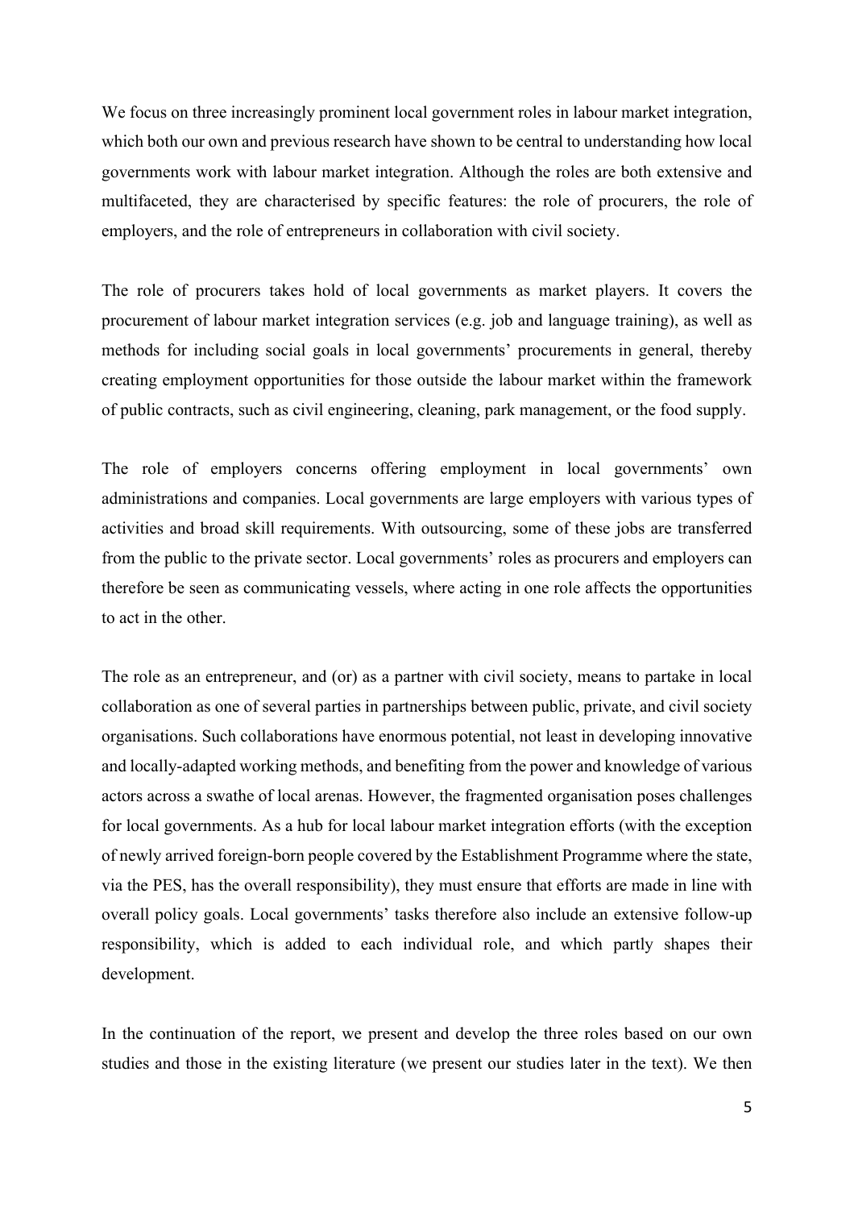We focus on three increasingly prominent local government roles in labour market integration, which both our own and previous research have shown to be central to understanding how local governments work with labour market integration. Although the roles are both extensive and multifaceted, they are characterised by specific features: the role of procurers, the role of employers, and the role of entrepreneurs in collaboration with civil society.

The role of procurers takes hold of local governments as market players. It covers the procurement of labour market integration services (e.g. job and language training), as well as methods for including social goals in local governments' procurements in general, thereby creating employment opportunities for those outside the labour market within the framework of public contracts, such as civil engineering, cleaning, park management, or the food supply.

The role of employers concerns offering employment in local governments' own administrations and companies. Local governments are large employers with various types of activities and broad skill requirements. With outsourcing, some of these jobs are transferred from the public to the private sector. Local governments' roles as procurers and employers can therefore be seen as communicating vessels, where acting in one role affects the opportunities to act in the other.

The role as an entrepreneur, and (or) as a partner with civil society, means to partake in local collaboration as one of several parties in partnerships between public, private, and civil society organisations. Such collaborations have enormous potential, not least in developing innovative and locally-adapted working methods, and benefiting from the power and knowledge of various actors across a swathe of local arenas. However, the fragmented organisation poses challenges for local governments. As a hub for local labour market integration efforts (with the exception of newly arrived foreign-born people covered by the Establishment Programme where the state, via the PES, has the overall responsibility), they must ensure that efforts are made in line with overall policy goals. Local governments' tasks therefore also include an extensive follow-up responsibility, which is added to each individual role, and which partly shapes their development.

In the continuation of the report, we present and develop the three roles based on our own studies and those in the existing literature (we present our studies later in the text). We then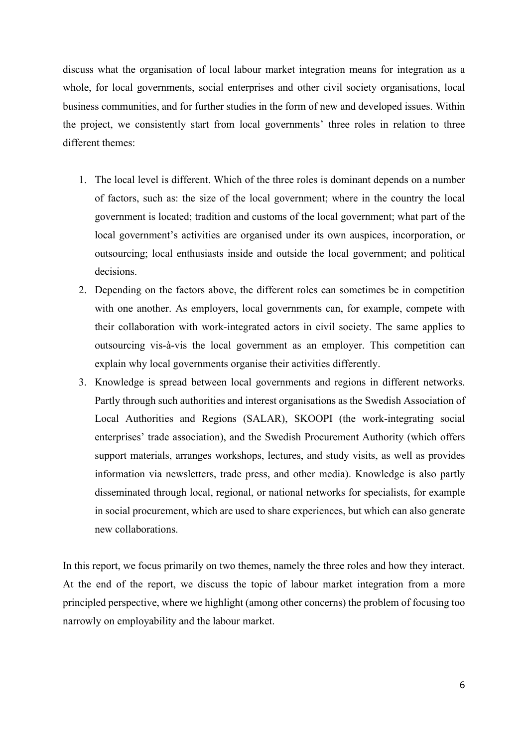discuss what the organisation of local labour market integration means for integration as a whole, for local governments, social enterprises and other civil society organisations, local business communities, and for further studies in the form of new and developed issues. Within the project, we consistently start from local governments' three roles in relation to three different themes:

1. The local level is different. Which of the three roles is dominant depends on a number of factors, such as: the size of the local government; where in the country the local government is located; tradition and customs of the local government; what part of the local government's activities are organised under its own auspices, incorporation, or outsourcing; local enthusiasts inside and outside the local government; and political decisions.
2. Depending on the factors above, the different roles can sometimes be in competition with one another. As employers, local governments can, for example, compete with their collaboration with work-integrated actors in civil society. The same applies to outsourcing vis-à-vis the local government as an employer. This competition can explain why local governments organise their activities differently.
3. Knowledge is spread between local governments and regions in different networks. Partly through such authorities and interest organisations as the Swedish Association of Local Authorities and Regions (SALAR), SKOOPI (the work-integrating social enterprises' trade association), and the Swedish Procurement Authority (which offers support materials, arranges workshops, lectures, and study visits, as well as provides information via newsletters, trade press, and other media). Knowledge is also partly disseminated through local, regional, or national networks for specialists, for example in social procurement, which are used to share experiences, but which can also generate new collaborations.

In this report, we focus primarily on two themes, namely the three roles and how they interact. At the end of the report, we discuss the topic of labour market integration from a more principled perspective, where we highlight (among other concerns) the problem of focusing too narrowly on employability and the labour market.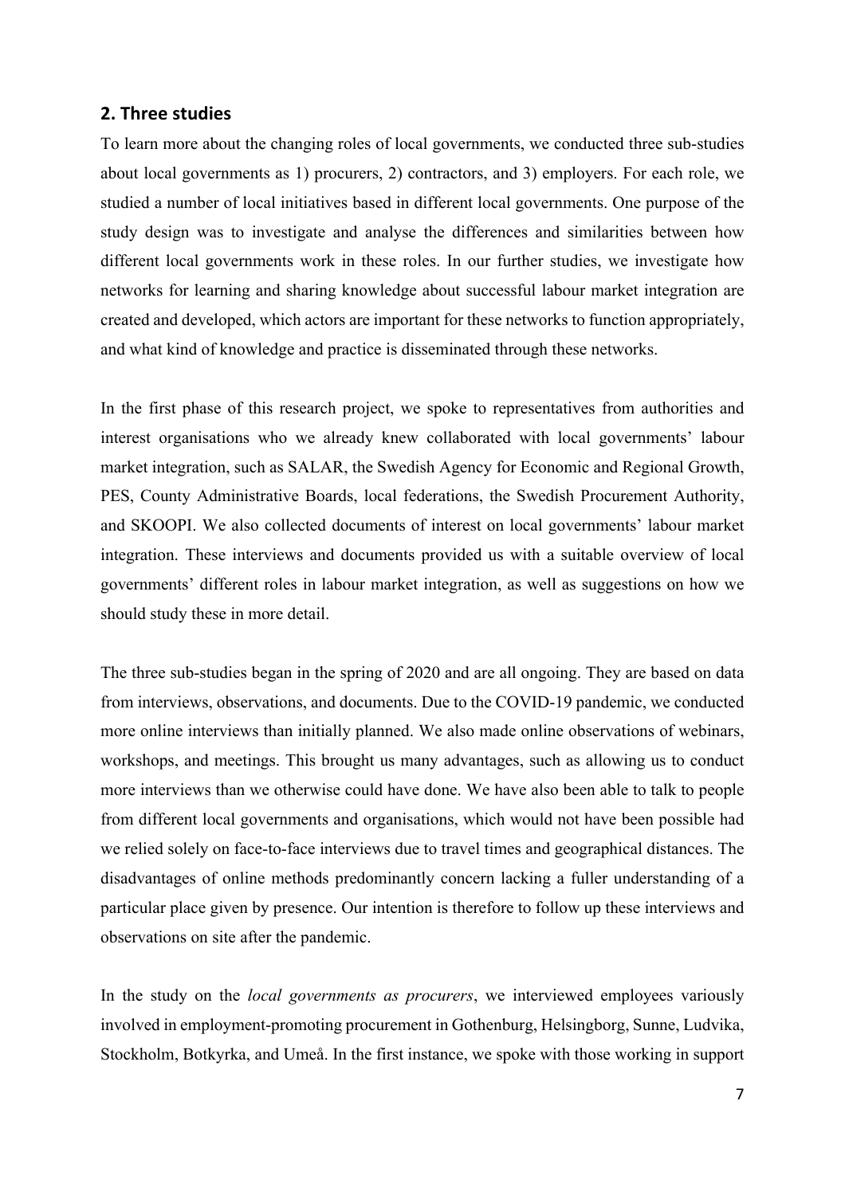## 2. Three studies

To learn more about the changing roles of local governments, we conducted three sub-studies about local governments as 1) procurers, 2) contractors, and 3) employers. For each role, we studied a number of local initiatives based in different local governments. One purpose of the study design was to investigate and analyse the differences and similarities between how different local governments work in these roles. In our further studies, we investigate how networks for learning and sharing knowledge about successful labour market integration are created and developed, which actors are important for these networks to function appropriately, and what kind of knowledge and practice is disseminated through these networks.

In the first phase of this research project, we spoke to representatives from authorities and interest organisations who we already knew collaborated with local governments' labour market integration, such as SALAR, the Swedish Agency for Economic and Regional Growth, PES, County Administrative Boards, local federations, the Swedish Procurement Authority, and SKOOPI. We also collected documents of interest on local governments' labour market integration. These interviews and documents provided us with a suitable overview of local governments' different roles in labour market integration, as well as suggestions on how we should study these in more detail.

The three sub-studies began in the spring of 2020 and are all ongoing. They are based on data from interviews, observations, and documents. Due to the COVID-19 pandemic, we conducted more online interviews than initially planned. We also made online observations of webinars, workshops, and meetings. This brought us many advantages, such as allowing us to conduct more interviews than we otherwise could have done. We have also been able to talk to people from different local governments and organisations, which would not have been possible had we relied solely on face-to-face interviews due to travel times and geographical distances. The disadvantages of online methods predominantly concern lacking a fuller understanding of a particular place given by presence. Our intention is therefore to follow up these interviews and observations on site after the pandemic.

In the study on the *local governments as procurers*, we interviewed employees variously involved in employment-promoting procurement in Gothenburg, Helsingborg, Sunne, Ludvika, Stockholm, Botkyrka, and Umeå. In the first instance, we spoke with those working in support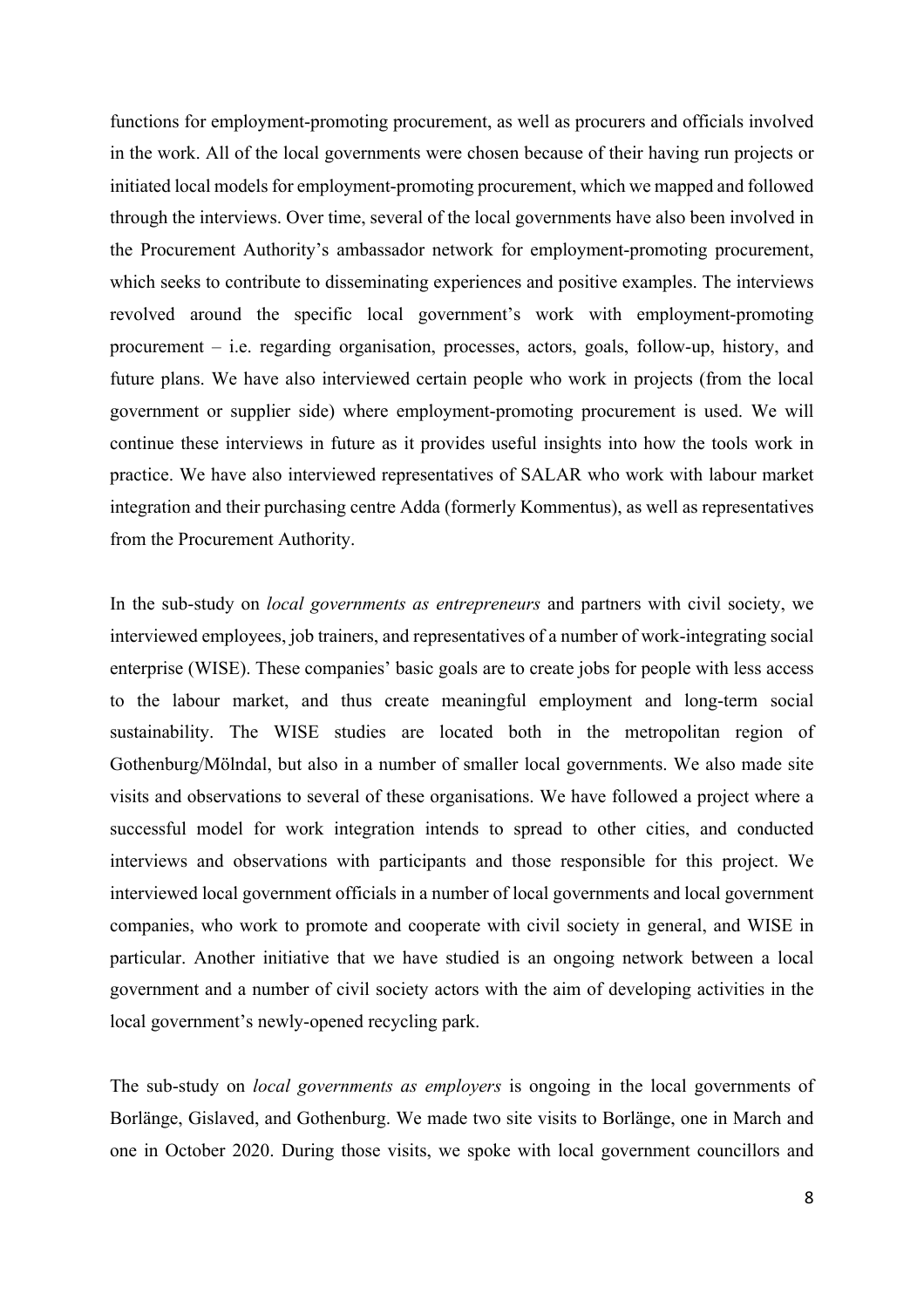functions for employment-promoting procurement, as well as procurers and officials involved in the work. All of the local governments were chosen because of their having run projects or initiated local models for employment-promoting procurement, which we mapped and followed through the interviews. Over time, several of the local governments have also been involved in the Procurement Authority's ambassador network for employment-promoting procurement, which seeks to contribute to disseminating experiences and positive examples. The interviews revolved around the specific local government's work with employment-promoting procurement – i.e. regarding organisation, processes, actors, goals, follow-up, history, and future plans. We have also interviewed certain people who work in projects (from the local government or supplier side) where employment-promoting procurement is used. We will continue these interviews in future as it provides useful insights into how the tools work in practice. We have also interviewed representatives of SALAR who work with labour market integration and their purchasing centre Adda (formerly Kommentus), as well as representatives from the Procurement Authority.

In the sub-study on *local governments as entrepreneurs* and partners with civil society, we interviewed employees, job trainers, and representatives of a number of work-integrating social enterprise (WISE). These companies' basic goals are to create jobs for people with less access to the labour market, and thus create meaningful employment and long-term social sustainability. The WISE studies are located both in the metropolitan region of Gothenburg/Mölndal, but also in a number of smaller local governments. We also made site visits and observations to several of these organisations. We have followed a project where a successful model for work integration intends to spread to other cities, and conducted interviews and observations with participants and those responsible for this project. We interviewed local government officials in a number of local governments and local government companies, who work to promote and cooperate with civil society in general, and WISE in particular. Another initiative that we have studied is an ongoing network between a local government and a number of civil society actors with the aim of developing activities in the local government's newly-opened recycling park.

The sub-study on *local governments as employers* is ongoing in the local governments of Borlänge, Gislaved, and Gothenburg. We made two site visits to Borlänge, one in March and one in October 2020. During those visits, we spoke with local government councillors and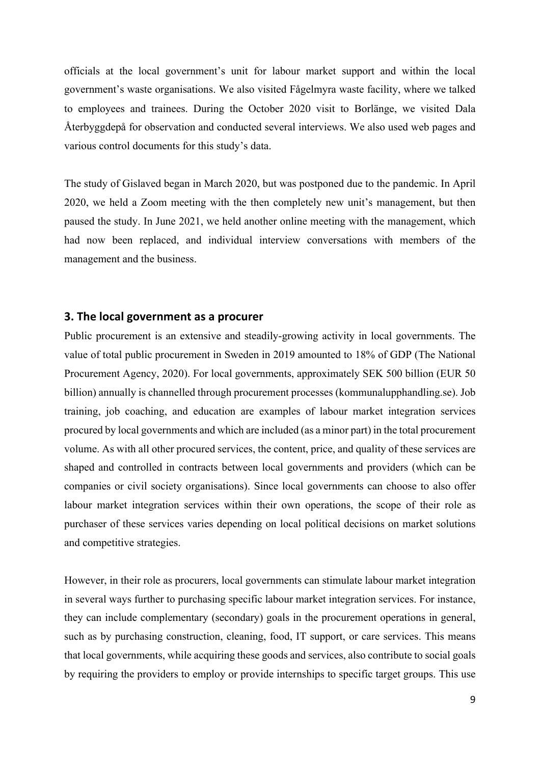officials at the local government's unit for labour market support and within the local government's waste organisations. We also visited Fågelmyra waste facility, where we talked to employees and trainees. During the October 2020 visit to Borlänge, we visited Dala Återbyggdepå for observation and conducted several interviews. We also used web pages and various control documents for this study's data.

The study of Gislaved began in March 2020, but was postponed due to the pandemic. In April 2020, we held a Zoom meeting with the then completely new unit's management, but then paused the study. In June 2021, we held another online meeting with the management, which had now been replaced, and individual interview conversations with members of the management and the business.

## 3. The local government as a procurer

Public procurement is an extensive and steadily-growing activity in local governments. The value of total public procurement in Sweden in 2019 amounted to 18% of GDP (The National Procurement Agency, 2020). For local governments, approximately SEK 500 billion (EUR 50 billion) annually is channelled through procurement processes (kommunalupphandling.se). Job training, job coaching, and education are examples of labour market integration services procured by local governments and which are included (as a minor part) in the total procurement volume. As with all other procured services, the content, price, and quality of these services are shaped and controlled in contracts between local governments and providers (which can be companies or civil society organisations). Since local governments can choose to also offer labour market integration services within their own operations, the scope of their role as purchaser of these services varies depending on local political decisions on market solutions and competitive strategies.

However, in their role as procurers, local governments can stimulate labour market integration in several ways further to purchasing specific labour market integration services. For instance, they can include complementary (secondary) goals in the procurement operations in general, such as by purchasing construction, cleaning, food, IT support, or care services. This means that local governments, while acquiring these goods and services, also contribute to social goals by requiring the providers to employ or provide internships to specific target groups. This use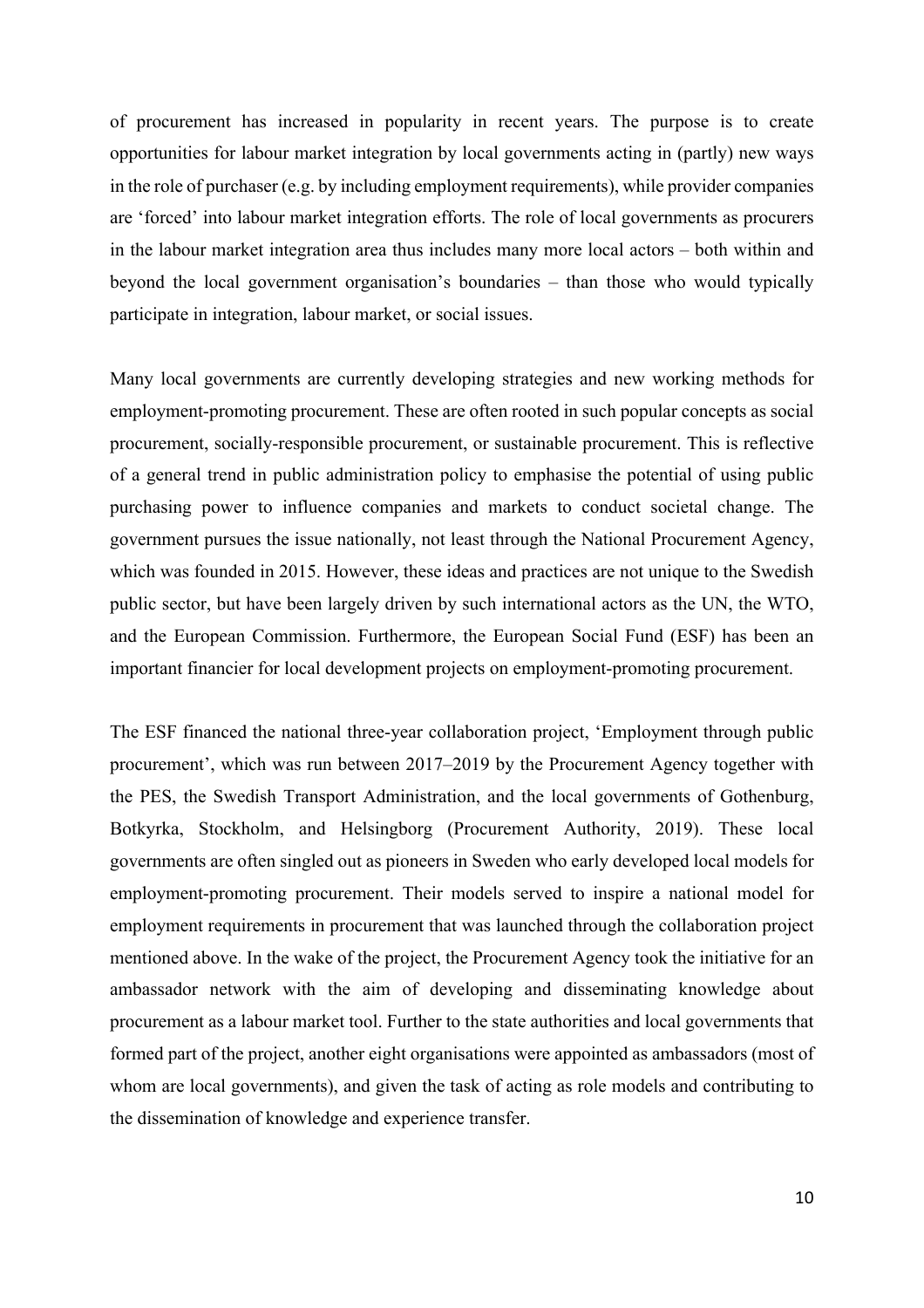of procurement has increased in popularity in recent years. The purpose is to create opportunities for labour market integration by local governments acting in (partly) new ways in the role of purchaser (e.g. by including employment requirements), while provider companies are 'forced' into labour market integration efforts. The role of local governments as procurers in the labour market integration area thus includes many more local actors – both within and beyond the local government organisation's boundaries – than those who would typically participate in integration, labour market, or social issues.

Many local governments are currently developing strategies and new working methods for employment-promoting procurement. These are often rooted in such popular concepts as social procurement, socially-responsible procurement, or sustainable procurement. This is reflective of a general trend in public administration policy to emphasise the potential of using public purchasing power to influence companies and markets to conduct societal change. The government pursues the issue nationally, not least through the National Procurement Agency, which was founded in 2015. However, these ideas and practices are not unique to the Swedish public sector, but have been largely driven by such international actors as the UN, the WTO, and the European Commission. Furthermore, the European Social Fund (ESF) has been an important financier for local development projects on employment-promoting procurement.

The ESF financed the national three-year collaboration project, 'Employment through public procurement', which was run between 2017–2019 by the Procurement Agency together with the PES, the Swedish Transport Administration, and the local governments of Gothenburg, Botkyrka, Stockholm, and Helsingborg (Procurement Authority, 2019). These local governments are often singled out as pioneers in Sweden who early developed local models for employment-promoting procurement. Their models served to inspire a national model for employment requirements in procurement that was launched through the collaboration project mentioned above. In the wake of the project, the Procurement Agency took the initiative for an ambassador network with the aim of developing and disseminating knowledge about procurement as a labour market tool. Further to the state authorities and local governments that formed part of the project, another eight organisations were appointed as ambassadors (most of whom are local governments), and given the task of acting as role models and contributing to the dissemination of knowledge and experience transfer.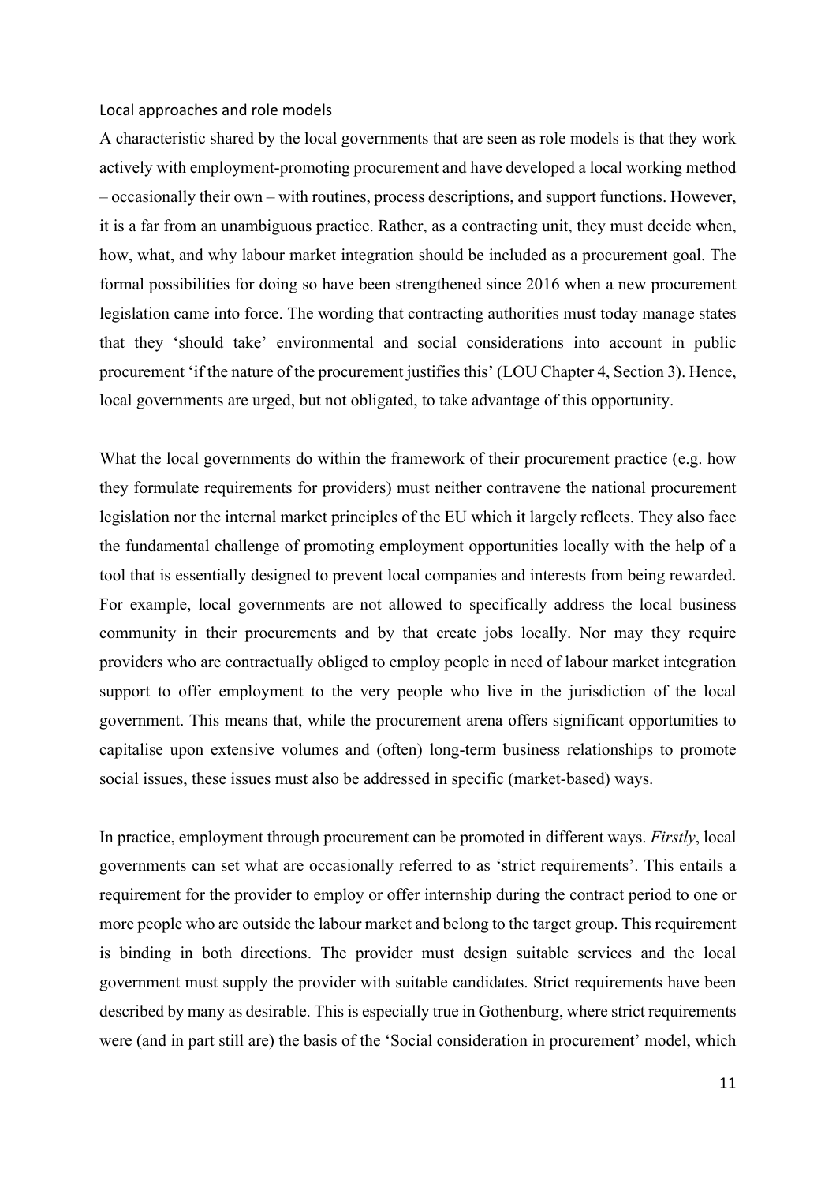### Local approaches and role models

A characteristic shared by the local governments that are seen as role models is that they work actively with employment-promoting procurement and have developed a local working method – occasionally their own – with routines, process descriptions, and support functions. However, it is a far from an unambiguous practice. Rather, as a contracting unit, they must decide when, how, what, and why labour market integration should be included as a procurement goal. The formal possibilities for doing so have been strengthened since 2016 when a new procurement legislation came into force. The wording that contracting authorities must today manage states that they 'should take' environmental and social considerations into account in public procurement 'if the nature of the procurement justifies this' (LOU Chapter 4, Section 3). Hence, local governments are urged, but not obligated, to take advantage of this opportunity.

What the local governments do within the framework of their procurement practice (e.g. how they formulate requirements for providers) must neither contravene the national procurement legislation nor the internal market principles of the EU which it largely reflects. They also face the fundamental challenge of promoting employment opportunities locally with the help of a tool that is essentially designed to prevent local companies and interests from being rewarded. For example, local governments are not allowed to specifically address the local business community in their procurements and by that create jobs locally. Nor may they require providers who are contractually obliged to employ people in need of labour market integration support to offer employment to the very people who live in the jurisdiction of the local government. This means that, while the procurement arena offers significant opportunities to capitalise upon extensive volumes and (often) long-term business relationships to promote social issues, these issues must also be addressed in specific (market-based) ways.

In practice, employment through procurement can be promoted in different ways. *Firstly*, local governments can set what are occasionally referred to as 'strict requirements'. This entails a requirement for the provider to employ or offer internship during the contract period to one or more people who are outside the labour market and belong to the target group. This requirement is binding in both directions. The provider must design suitable services and the local government must supply the provider with suitable candidates. Strict requirements have been described by many as desirable. This is especially true in Gothenburg, where strict requirements were (and in part still are) the basis of the 'Social consideration in procurement' model, which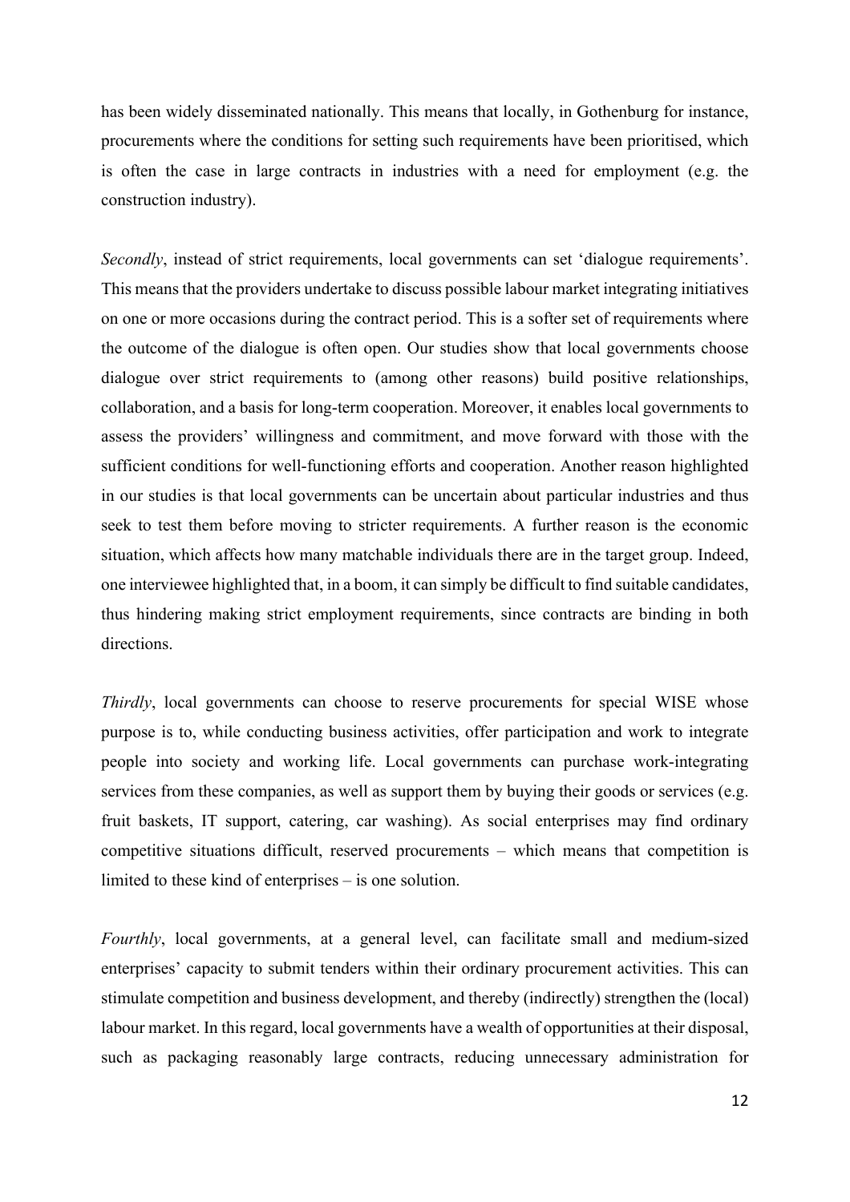has been widely disseminated nationally. This means that locally, in Gothenburg for instance, procurements where the conditions for setting such requirements have been prioritised, which is often the case in large contracts in industries with a need for employment (e.g. the construction industry).

*Secondly*, instead of strict requirements, local governments can set 'dialogue requirements'. This means that the providers undertake to discuss possible labour market integrating initiatives on one or more occasions during the contract period. This is a softer set of requirements where the outcome of the dialogue is often open. Our studies show that local governments choose dialogue over strict requirements to (among other reasons) build positive relationships, collaboration, and a basis for long-term cooperation. Moreover, it enables local governments to assess the providers' willingness and commitment, and move forward with those with the sufficient conditions for well-functioning efforts and cooperation. Another reason highlighted in our studies is that local governments can be uncertain about particular industries and thus seek to test them before moving to stricter requirements. A further reason is the economic situation, which affects how many matchable individuals there are in the target group. Indeed, one interviewee highlighted that, in a boom, it can simply be difficult to find suitable candidates, thus hindering making strict employment requirements, since contracts are binding in both directions.

*Thirdly*, local governments can choose to reserve procurements for special WISE whose purpose is to, while conducting business activities, offer participation and work to integrate people into society and working life. Local governments can purchase work-integrating services from these companies, as well as support them by buying their goods or services (e.g. fruit baskets, IT support, catering, car washing). As social enterprises may find ordinary competitive situations difficult, reserved procurements – which means that competition is limited to these kind of enterprises – is one solution.

*Fourthly*, local governments, at a general level, can facilitate small and medium-sized enterprises' capacity to submit tenders within their ordinary procurement activities. This can stimulate competition and business development, and thereby (indirectly) strengthen the (local) labour market. In this regard, local governments have a wealth of opportunities at their disposal, such as packaging reasonably large contracts, reducing unnecessary administration for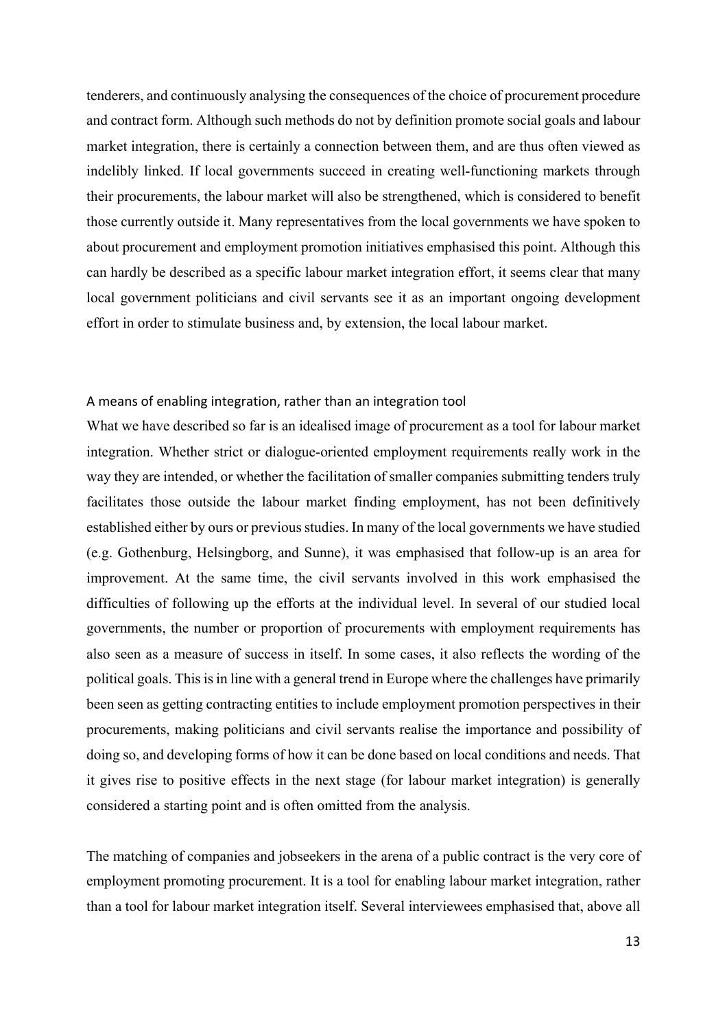tenderers, and continuously analysing the consequences of the choice of procurement procedure and contract form. Although such methods do not by definition promote social goals and labour market integration, there is certainly a connection between them, and are thus often viewed as indelibly linked. If local governments succeed in creating well-functioning markets through their procurements, the labour market will also be strengthened, which is considered to benefit those currently outside it. Many representatives from the local governments we have spoken to about procurement and employment promotion initiatives emphasised this point. Although this can hardly be described as a specific labour market integration effort, it seems clear that many local government politicians and civil servants see it as an important ongoing development effort in order to stimulate business and, by extension, the local labour market.

### A means of enabling integration, rather than an integration tool

What we have described so far is an idealised image of procurement as a tool for labour market integration. Whether strict or dialogue-oriented employment requirements really work in the way they are intended, or whether the facilitation of smaller companies submitting tenders truly facilitates those outside the labour market finding employment, has not been definitively established either by ours or previous studies. In many of the local governments we have studied (e.g. Gothenburg, Helsingborg, and Sunne), it was emphasised that follow-up is an area for improvement. At the same time, the civil servants involved in this work emphasised the difficulties of following up the efforts at the individual level. In several of our studied local governments, the number or proportion of procurements with employment requirements has also seen as a measure of success in itself. In some cases, it also reflects the wording of the political goals. This is in line with a general trend in Europe where the challenges have primarily been seen as getting contracting entities to include employment promotion perspectives in their procurements, making politicians and civil servants realise the importance and possibility of doing so, and developing forms of how it can be done based on local conditions and needs. That it gives rise to positive effects in the next stage (for labour market integration) is generally considered a starting point and is often omitted from the analysis.

The matching of companies and jobseekers in the arena of a public contract is the very core of employment promoting procurement. It is a tool for enabling labour market integration, rather than a tool for labour market integration itself. Several interviewees emphasised that, above all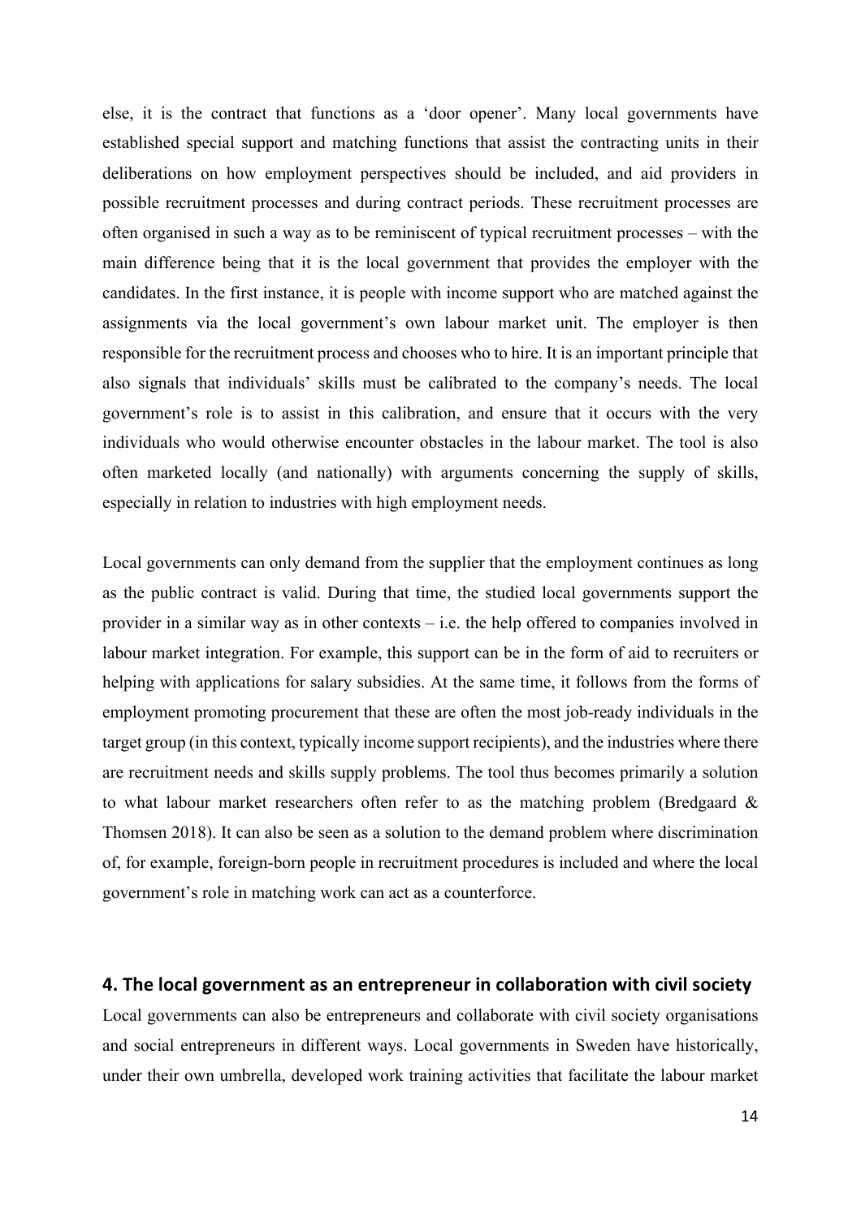else, it is the contract that functions as a 'door opener'. Many local governments have established special support and matching functions that assist the contracting units in their deliberations on how employment perspectives should be included, and aid providers in possible recruitment processes and during contract periods. These recruitment processes are often organised in such a way as to be reminiscent of typical recruitment processes – with the main difference being that it is the local government that provides the employer with the candidates. In the first instance, it is people with income support who are matched against the assignments via the local government's own labour market unit. The employer is then responsible for the recruitment process and chooses who to hire. It is an important principle that also signals that individuals' skills must be calibrated to the company's needs. The local government's role is to assist in this calibration, and ensure that it occurs with the very individuals who would otherwise encounter obstacles in the labour market. The tool is also often marketed locally (and nationally) with arguments concerning the supply of skills, especially in relation to industries with high employment needs.

Local governments can only demand from the supplier that the employment continues as long as the public contract is valid. During that time, the studied local governments support the provider in a similar way as in other contexts – i.e. the help offered to companies involved in labour market integration. For example, this support can be in the form of aid to recruiters or helping with applications for salary subsidies. At the same time, it follows from the forms of employment promoting procurement that these are often the most job-ready individuals in the target group (in this context, typically income support recipients), and the industries where there are recruitment needs and skills supply problems. The tool thus becomes primarily a solution to what labour market researchers often refer to as the matching problem (Bredgaard & Thomsen 2018). It can also be seen as a solution to the demand problem where discrimination of, for example, foreign-born people in recruitment procedures is included and where the local government's role in matching work can act as a counterforce.

## 4. The local government as an entrepreneur in collaboration with civil society

Local governments can also be entrepreneurs and collaborate with civil society organisations and social entrepreneurs in different ways. Local governments in Sweden have historically, under their own umbrella, developed work training activities that facilitate the labour market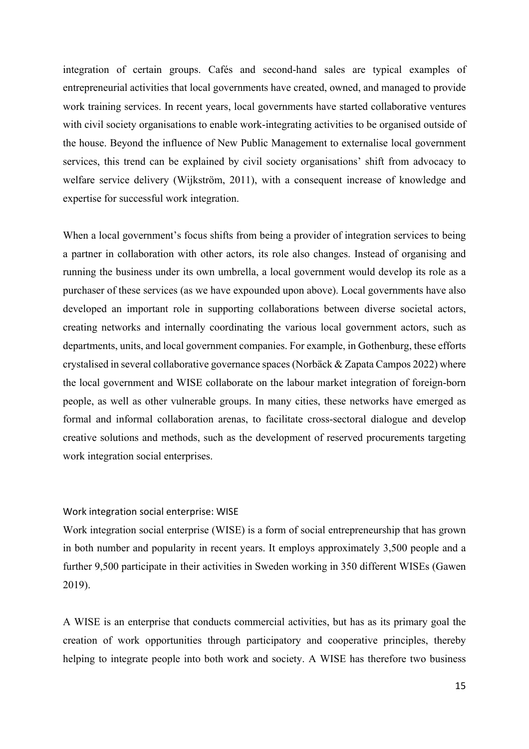integration of certain groups. Cafés and second-hand sales are typical examples of entrepreneurial activities that local governments have created, owned, and managed to provide work training services. In recent years, local governments have started collaborative ventures with civil society organisations to enable work-integrating activities to be organised outside of the house. Beyond the influence of New Public Management to externalise local government services, this trend can be explained by civil society organisations' shift from advocacy to welfare service delivery (Wijkström, 2011), with a consequent increase of knowledge and expertise for successful work integration.

When a local government's focus shifts from being a provider of integration services to being a partner in collaboration with other actors, its role also changes. Instead of organising and running the business under its own umbrella, a local government would develop its role as a purchaser of these services (as we have expounded upon above). Local governments have also developed an important role in supporting collaborations between diverse societal actors, creating networks and internally coordinating the various local government actors, such as departments, units, and local government companies. For example, in Gothenburg, these efforts crystalised in several collaborative governance spaces (Norbäck & Zapata Campos 2022) where the local government and WISE collaborate on the labour market integration of foreign-born people, as well as other vulnerable groups. In many cities, these networks have emerged as formal and informal collaboration arenas, to facilitate cross-sectoral dialogue and develop creative solutions and methods, such as the development of reserved procurements targeting work integration social enterprises.

### Work integration social enterprise: WISE

Work integration social enterprise (WISE) is a form of social entrepreneurship that has grown in both number and popularity in recent years. It employs approximately 3,500 people and a further 9,500 participate in their activities in Sweden working in 350 different WISEs (Gawen 2019).

A WISE is an enterprise that conducts commercial activities, but has as its primary goal the creation of work opportunities through participatory and cooperative principles, thereby helping to integrate people into both work and society. A WISE has therefore two business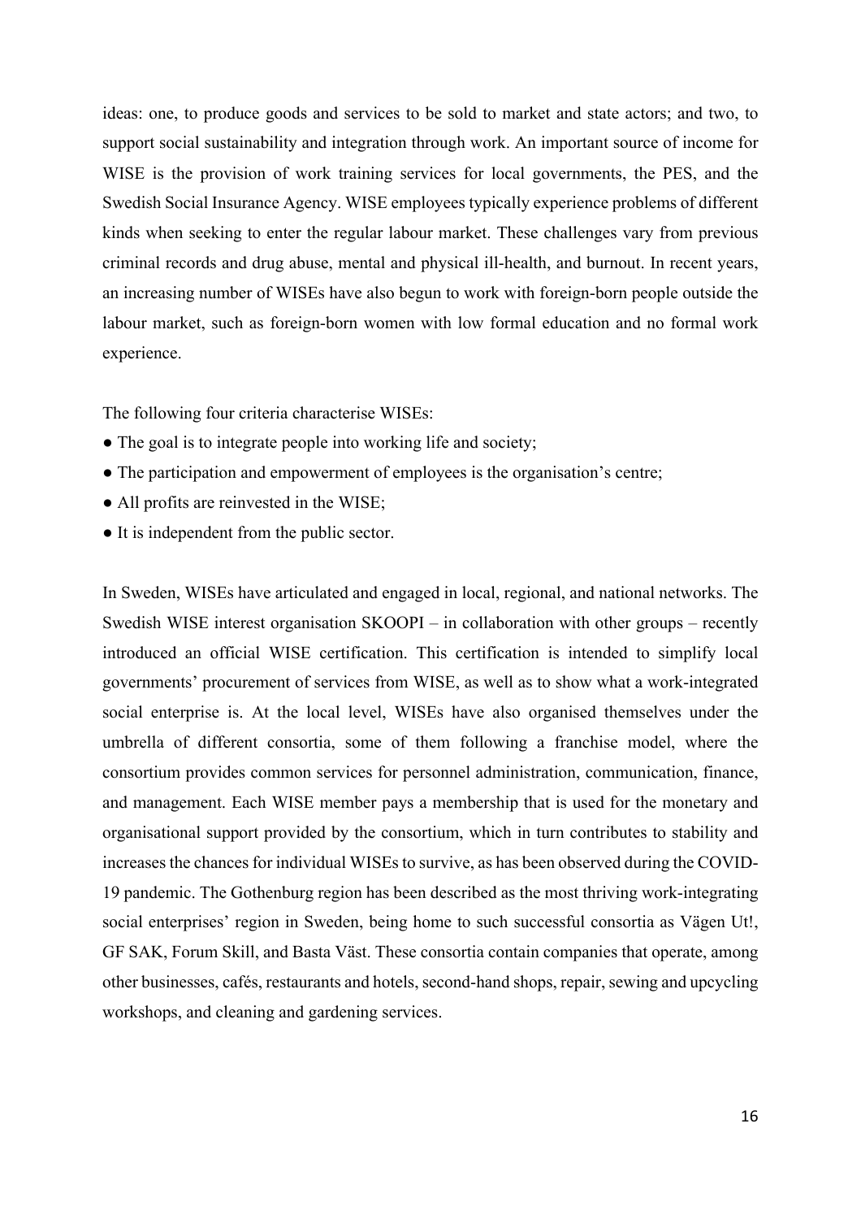ideas: one, to produce goods and services to be sold to market and state actors; and two, to support social sustainability and integration through work. An important source of income for WISE is the provision of work training services for local governments, the PES, and the Swedish Social Insurance Agency. WISE employees typically experience problems of different kinds when seeking to enter the regular labour market. These challenges vary from previous criminal records and drug abuse, mental and physical ill-health, and burnout. In recent years, an increasing number of WISEs have also begun to work with foreign-born people outside the labour market, such as foreign-born women with low formal education and no formal work experience.

The following four criteria characterise WISEs:

- The goal is to integrate people into working life and society;
- The participation and empowerment of employees is the organisation's centre;
- All profits are reinvested in the WISE;
- It is independent from the public sector.

In Sweden, WISEs have articulated and engaged in local, regional, and national networks. The Swedish WISE interest organisation SKOOPI – in collaboration with other groups – recently introduced an official WISE certification. This certification is intended to simplify local governments' procurement of services from WISE, as well as to show what a work-integrated social enterprise is. At the local level, WISEs have also organised themselves under the umbrella of different consortia, some of them following a franchise model, where the consortium provides common services for personnel administration, communication, finance, and management. Each WISE member pays a membership that is used for the monetary and organisational support provided by the consortium, which in turn contributes to stability and increases the chances for individual WISEs to survive, as has been observed during the COVID-19 pandemic. The Gothenburg region has been described as the most thriving work-integrating social enterprises' region in Sweden, being home to such successful consortia as Vägen Ut!, GF SAK, Forum Skill, and Basta Väst. These consortia contain companies that operate, among other businesses, cafés, restaurants and hotels, second-hand shops, repair, sewing and upcycling workshops, and cleaning and gardening services.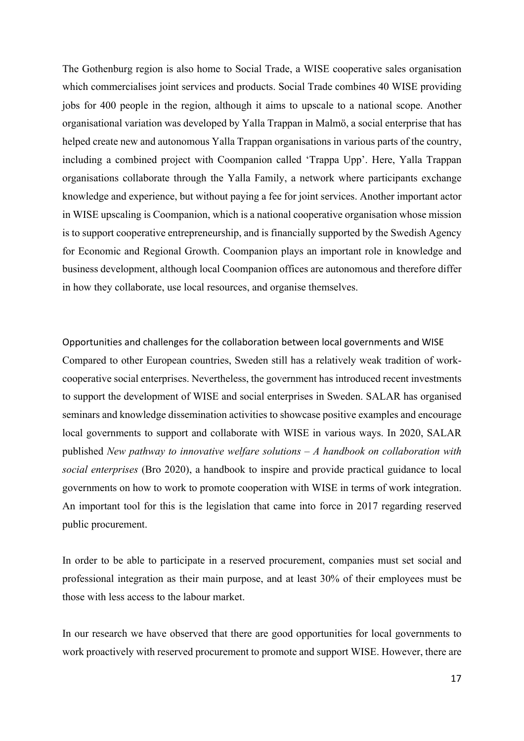The Gothenburg region is also home to Social Trade, a WISE cooperative sales organisation which commercialises joint services and products. Social Trade combines 40 WISE providing jobs for 400 people in the region, although it aims to upscale to a national scope. Another organisational variation was developed by Yalla Trappan in Malmö, a social enterprise that has helped create new and autonomous Yalla Trappan organisations in various parts of the country, including a combined project with Coompanion called 'Trappa Upp'. Here, Yalla Trappan organisations collaborate through the Yalla Family, a network where participants exchange knowledge and experience, but without paying a fee for joint services. Another important actor in WISE upscaling is Coompanion, which is a national cooperative organisation whose mission is to support cooperative entrepreneurship, and is financially supported by the Swedish Agency for Economic and Regional Growth. Coompanion plays an important role in knowledge and business development, although local Coompanion offices are autonomous and therefore differ in how they collaborate, use local resources, and organise themselves.

### Opportunities and challenges for the collaboration between local governments and WISE

Compared to other European countries, Sweden still has a relatively weak tradition of work-cooperative social enterprises. Nevertheless, the government has introduced recent investments to support the development of WISE and social enterprises in Sweden. SALAR has organised seminars and knowledge dissemination activities to showcase positive examples and encourage local governments to support and collaborate with WISE in various ways. In 2020, SALAR published *New pathway to innovative welfare solutions – A handbook on collaboration with social enterprises* (Bro 2020), a handbook to inspire and provide practical guidance to local governments on how to work to promote cooperation with WISE in terms of work integration. An important tool for this is the legislation that came into force in 2017 regarding reserved public procurement.

In order to be able to participate in a reserved procurement, companies must set social and professional integration as their main purpose, and at least 30% of their employees must be those with less access to the labour market.

In our research we have observed that there are good opportunities for local governments to work proactively with reserved procurement to promote and support WISE. However, there are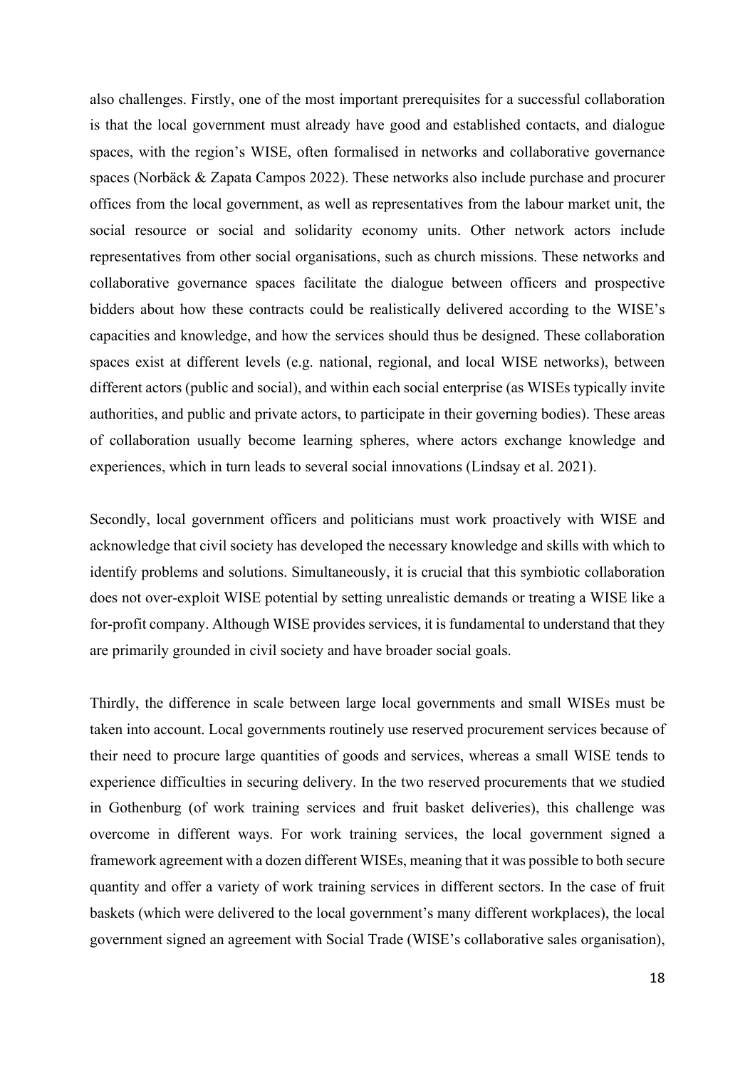also challenges. Firstly, one of the most important prerequisites for a successful collaboration is that the local government must already have good and established contacts, and dialogue spaces, with the region's WISE, often formalised in networks and collaborative governance spaces (Norbäck & Zapata Campos 2022). These networks also include purchase and procurer offices from the local government, as well as representatives from the labour market unit, the social resource or social and solidarity economy units. Other network actors include representatives from other social organisations, such as church missions. These networks and collaborative governance spaces facilitate the dialogue between officers and prospective bidders about how these contracts could be realistically delivered according to the WISE's capacities and knowledge, and how the services should thus be designed. These collaboration spaces exist at different levels (e.g. national, regional, and local WISE networks), between different actors (public and social), and within each social enterprise (as WISEs typically invite authorities, and public and private actors, to participate in their governing bodies). These areas of collaboration usually become learning spheres, where actors exchange knowledge and experiences, which in turn leads to several social innovations (Lindsay et al. 2021).

Secondly, local government officers and politicians must work proactively with WISE and acknowledge that civil society has developed the necessary knowledge and skills with which to identify problems and solutions. Simultaneously, it is crucial that this symbiotic collaboration does not over-exploit WISE potential by setting unrealistic demands or treating a WISE like a for-profit company. Although WISE provides services, it is fundamental to understand that they are primarily grounded in civil society and have broader social goals.

Thirdly, the difference in scale between large local governments and small WISEs must be taken into account. Local governments routinely use reserved procurement services because of their need to procure large quantities of goods and services, whereas a small WISE tends to experience difficulties in securing delivery. In the two reserved procurements that we studied in Gothenburg (of work training services and fruit basket deliveries), this challenge was overcome in different ways. For work training services, the local government signed a framework agreement with a dozen different WISEs, meaning that it was possible to both secure quantity and offer a variety of work training services in different sectors. In the case of fruit baskets (which were delivered to the local government's many different workplaces), the local government signed an agreement with Social Trade (WISE's collaborative sales organisation),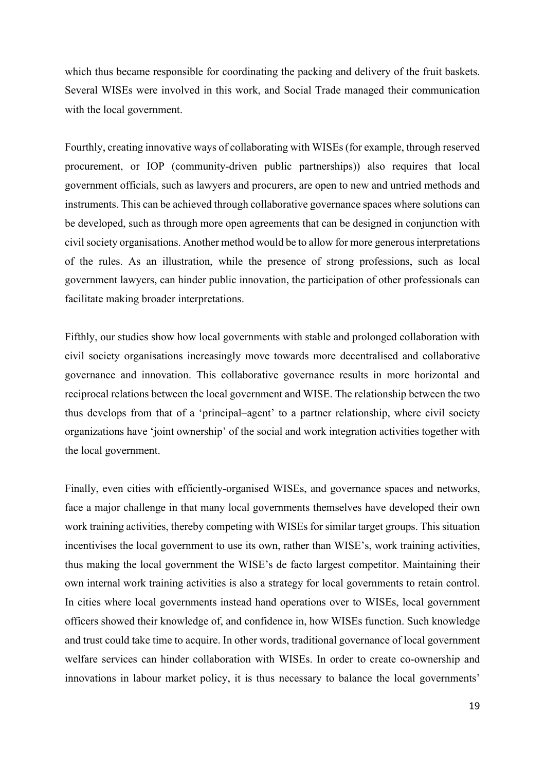which thus became responsible for coordinating the packing and delivery of the fruit baskets. Several WISEs were involved in this work, and Social Trade managed their communication with the local government.

Fourthly, creating innovative ways of collaborating with WISEs (for example, through reserved procurement, or IOP (community-driven public partnerships)) also requires that local government officials, such as lawyers and procurers, are open to new and untried methods and instruments. This can be achieved through collaborative governance spaces where solutions can be developed, such as through more open agreements that can be designed in conjunction with civil society organisations. Another method would be to allow for more generous interpretations of the rules. As an illustration, while the presence of strong professions, such as local government lawyers, can hinder public innovation, the participation of other professionals can facilitate making broader interpretations.

Fifthly, our studies show how local governments with stable and prolonged collaboration with civil society organisations increasingly move towards more decentralised and collaborative governance and innovation. This collaborative governance results in more horizontal and reciprocal relations between the local government and WISE. The relationship between the two thus develops from that of a 'principal–agent' to a partner relationship, where civil society organizations have 'joint ownership' of the social and work integration activities together with the local government.

Finally, even cities with efficiently-organised WISEs, and governance spaces and networks, face a major challenge in that many local governments themselves have developed their own work training activities, thereby competing with WISEs for similar target groups. This situation incentivises the local government to use its own, rather than WISE's, work training activities, thus making the local government the WISE's de facto largest competitor. Maintaining their own internal work training activities is also a strategy for local governments to retain control. In cities where local governments instead hand operations over to WISEs, local government officers showed their knowledge of, and confidence in, how WISEs function. Such knowledge and trust could take time to acquire. In other words, traditional governance of local government welfare services can hinder collaboration with WISEs. In order to create co-ownership and innovations in labour market policy, it is thus necessary to balance the local governments'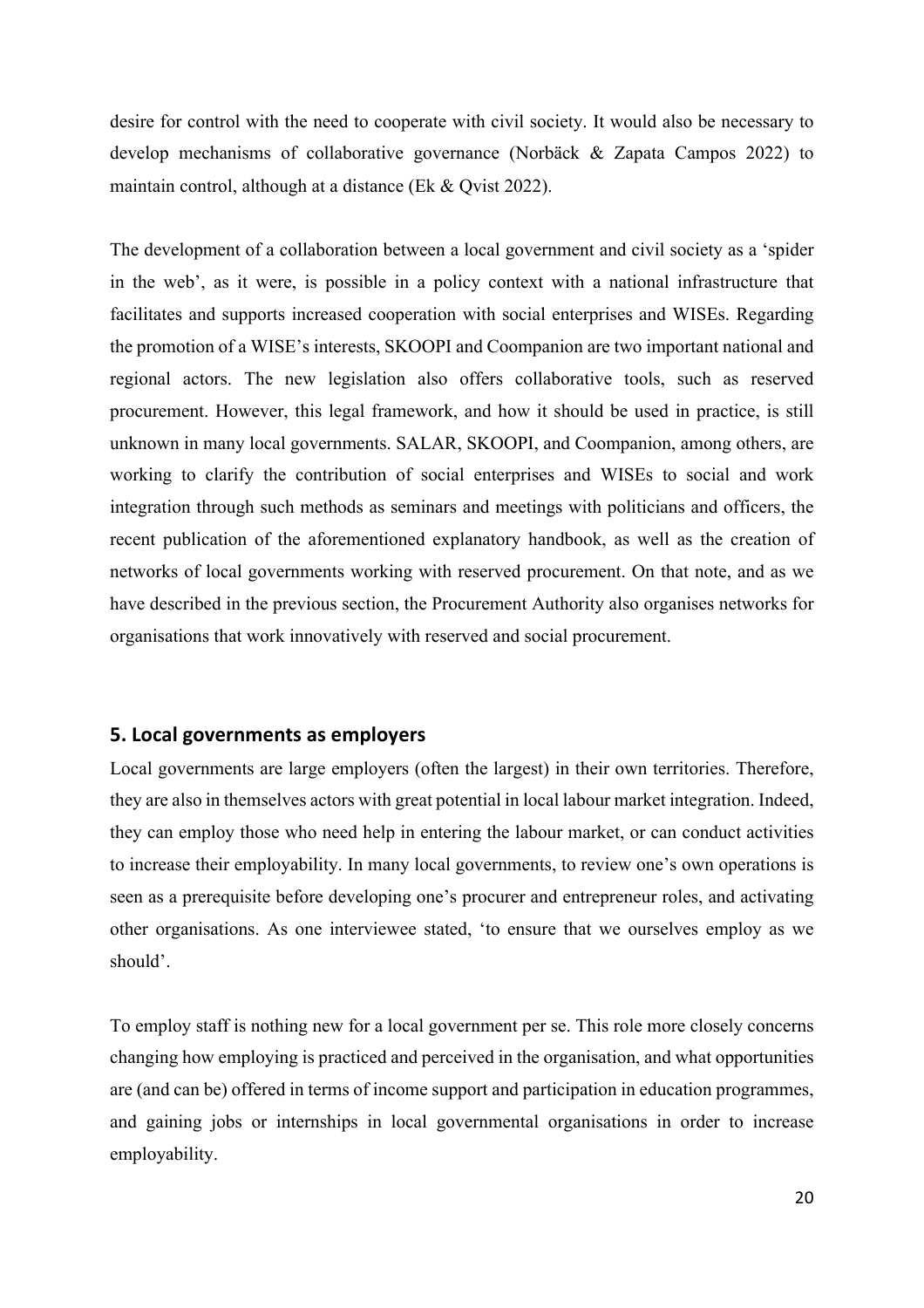desire for control with the need to cooperate with civil society. It would also be necessary to develop mechanisms of collaborative governance (Norbäck & Zapata Campos 2022) to maintain control, although at a distance (Ek & Qvist 2022).

The development of a collaboration between a local government and civil society as a 'spider in the web', as it were, is possible in a policy context with a national infrastructure that facilitates and supports increased cooperation with social enterprises and WISEs. Regarding the promotion of a WISE's interests, SKOOPI and Coompanion are two important national and regional actors. The new legislation also offers collaborative tools, such as reserved procurement. However, this legal framework, and how it should be used in practice, is still unknown in many local governments. SALAR, SKOOPI, and Coompanion, among others, are working to clarify the contribution of social enterprises and WISEs to social and work integration through such methods as seminars and meetings with politicians and officers, the recent publication of the aforementioned explanatory handbook, as well as the creation of networks of local governments working with reserved procurement. On that note, and as we have described in the previous section, the Procurement Authority also organises networks for organisations that work innovatively with reserved and social procurement.

## 5. Local governments as employers

Local governments are large employers (often the largest) in their own territories. Therefore, they are also in themselves actors with great potential in local labour market integration. Indeed, they can employ those who need help in entering the labour market, or can conduct activities to increase their employability. In many local governments, to review one's own operations is seen as a prerequisite before developing one's procurer and entrepreneur roles, and activating other organisations. As one interviewee stated, 'to ensure that we ourselves employ as we should'.

To employ staff is nothing new for a local government per se. This role more closely concerns changing how employing is practiced and perceived in the organisation, and what opportunities are (and can be) offered in terms of income support and participation in education programmes, and gaining jobs or internships in local governmental organisations in order to increase employability.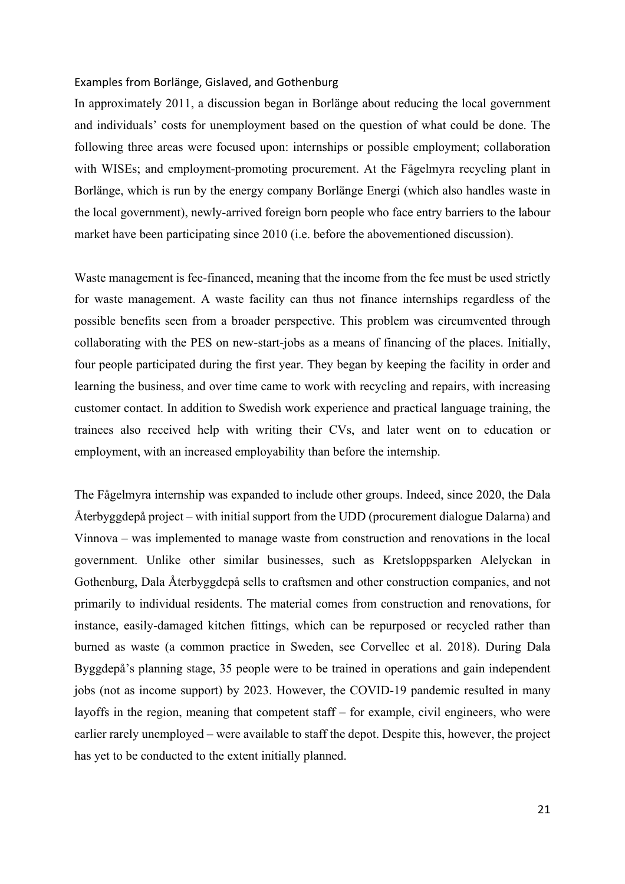### Examples from Borlänge, Gislaved, and Gothenburg

In approximately 2011, a discussion began in Borlänge about reducing the local government and individuals' costs for unemployment based on the question of what could be done. The following three areas were focused upon: internships or possible employment; collaboration with WISEs; and employment-promoting procurement. At the Fågelmyra recycling plant in Borlänge, which is run by the energy company Borlänge Energi (which also handles waste in the local government), newly-arrived foreign born people who face entry barriers to the labour market have been participating since 2010 (i.e. before the abovementioned discussion).

Waste management is fee-financed, meaning that the income from the fee must be used strictly for waste management. A waste facility can thus not finance internships regardless of the possible benefits seen from a broader perspective. This problem was circumvented through collaborating with the PES on new-start-jobs as a means of financing of the places. Initially, four people participated during the first year. They began by keeping the facility in order and learning the business, and over time came to work with recycling and repairs, with increasing customer contact. In addition to Swedish work experience and practical language training, the trainees also received help with writing their CVs, and later went on to education or employment, with an increased employability than before the internship.

The Fågelmyra internship was expanded to include other groups. Indeed, since 2020, the Dala Återbyggdepå project – with initial support from the UDD (procurement dialogue Dalarna) and Vinnova – was implemented to manage waste from construction and renovations in the local government. Unlike other similar businesses, such as Kretsloppsparken Alelyckan in Gothenburg, Dala Återbyggdepå sells to craftsmen and other construction companies, and not primarily to individual residents. The material comes from construction and renovations, for instance, easily-damaged kitchen fittings, which can be repurposed or recycled rather than burned as waste (a common practice in Sweden, see Corvellec et al. 2018). During Dala Byggdepå's planning stage, 35 people were to be trained in operations and gain independent jobs (not as income support) by 2023. However, the COVID-19 pandemic resulted in many layoffs in the region, meaning that competent staff – for example, civil engineers, who were earlier rarely unemployed – were available to staff the depot. Despite this, however, the project has yet to be conducted to the extent initially planned.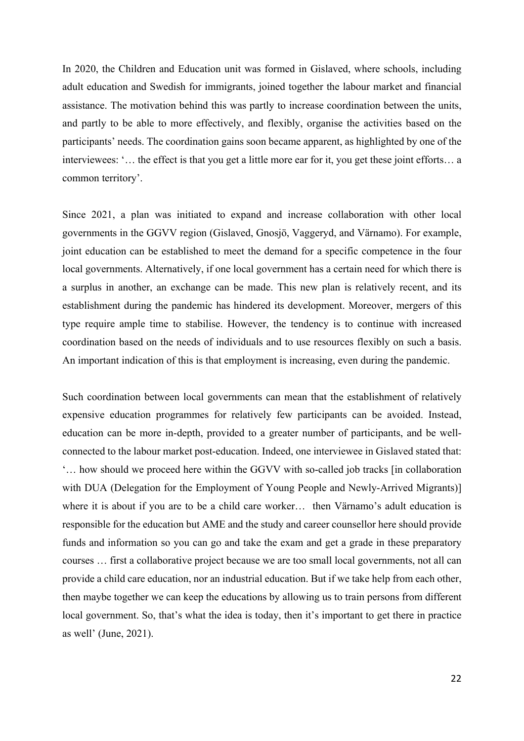In 2020, the Children and Education unit was formed in Gislaved, where schools, including adult education and Swedish for immigrants, joined together the labour market and financial assistance. The motivation behind this was partly to increase coordination between the units, and partly to be able to more effectively, and flexibly, organise the activities based on the participants' needs. The coordination gains soon became apparent, as highlighted by one of the interviewees: '… the effect is that you get a little more ear for it, you get these joint efforts… a common territory'.

Since 2021, a plan was initiated to expand and increase collaboration with other local governments in the GGVV region (Gislaved, Gnosjö, Vaggeryd, and Värnamo). For example, joint education can be established to meet the demand for a specific competence in the four local governments. Alternatively, if one local government has a certain need for which there is a surplus in another, an exchange can be made. This new plan is relatively recent, and its establishment during the pandemic has hindered its development. Moreover, mergers of this type require ample time to stabilise. However, the tendency is to continue with increased coordination based on the needs of individuals and to use resources flexibly on such a basis. An important indication of this is that employment is increasing, even during the pandemic.

Such coordination between local governments can mean that the establishment of relatively expensive education programmes for relatively few participants can be avoided. Instead, education can be more in-depth, provided to a greater number of participants, and be well-connected to the labour market post-education. Indeed, one interviewee in Gislaved stated that: '… how should we proceed here within the GGVV with so-called job tracks [in collaboration with DUA (Delegation for the Employment of Young People and Newly-Arrived Migrants)] where it is about if you are to be a child care worker… then Värnamo's adult education is responsible for the education but AME and the study and career counsellor here should provide funds and information so you can go and take the exam and get a grade in these preparatory courses … first a collaborative project because we are too small local governments, not all can provide a child care education, nor an industrial education. But if we take help from each other, then maybe together we can keep the educations by allowing us to train persons from different local government. So, that's what the idea is today, then it's important to get there in practice as well' (June, 2021).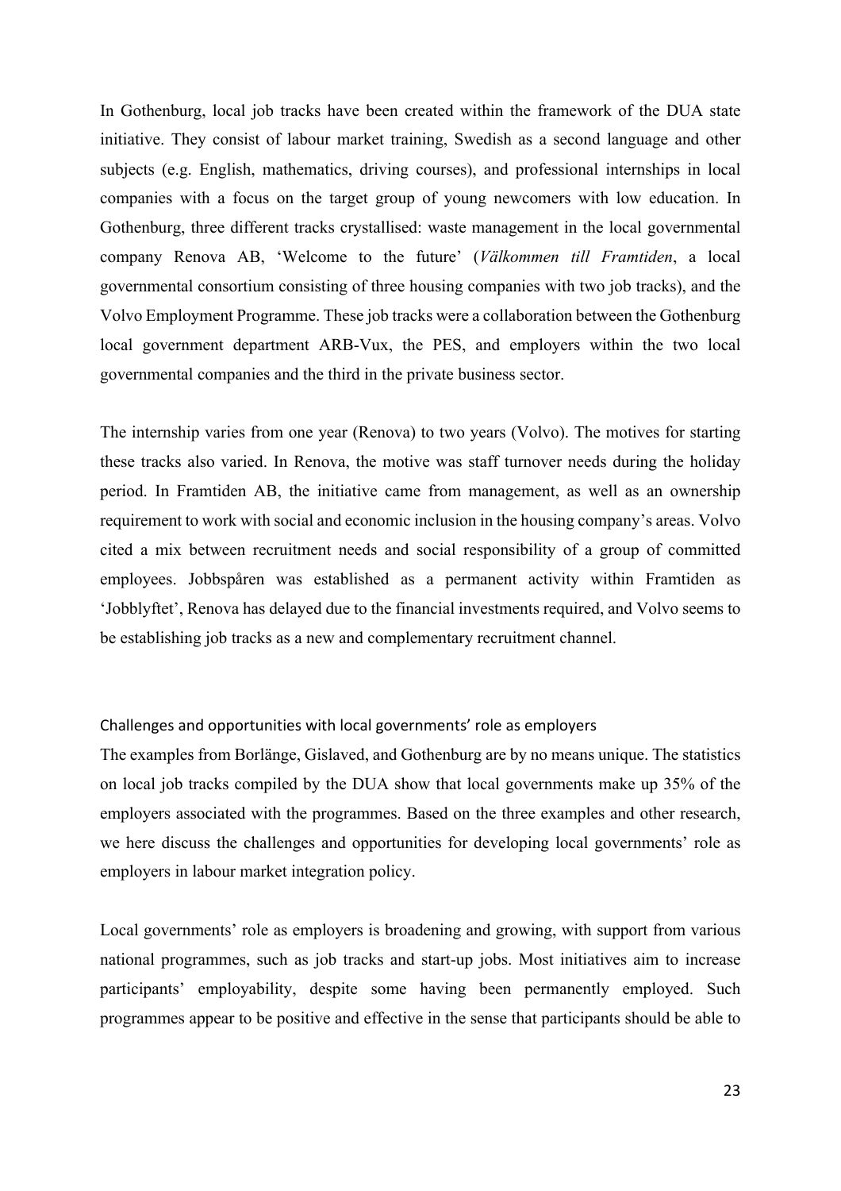In Gothenburg, local job tracks have been created within the framework of the DUA state initiative. They consist of labour market training, Swedish as a second language and other subjects (e.g. English, mathematics, driving courses), and professional internships in local companies with a focus on the target group of young newcomers with low education. In Gothenburg, three different tracks crystallised: waste management in the local governmental company Renova AB, 'Welcome to the future' (*Välkommen till Framtiden*, a local governmental consortium consisting of three housing companies with two job tracks), and the Volvo Employment Programme. These job tracks were a collaboration between the Gothenburg local government department ARB-Vux, the PES, and employers within the two local governmental companies and the third in the private business sector.

The internship varies from one year (Renova) to two years (Volvo). The motives for starting these tracks also varied. In Renova, the motive was staff turnover needs during the holiday period. In Framtiden AB, the initiative came from management, as well as an ownership requirement to work with social and economic inclusion in the housing company's areas. Volvo cited a mix between recruitment needs and social responsibility of a group of committed employees. Jobbspåren was established as a permanent activity within Framtiden as 'Jobblyftet', Renova has delayed due to the financial investments required, and Volvo seems to be establishing job tracks as a new and complementary recruitment channel.

### Challenges and opportunities with local governments' role as employers

The examples from Borlänge, Gislaved, and Gothenburg are by no means unique. The statistics on local job tracks compiled by the DUA show that local governments make up 35% of the employers associated with the programmes. Based on the three examples and other research, we here discuss the challenges and opportunities for developing local governments' role as employers in labour market integration policy.

Local governments' role as employers is broadening and growing, with support from various national programmes, such as job tracks and start-up jobs. Most initiatives aim to increase participants' employability, despite some having been permanently employed. Such programmes appear to be positive and effective in the sense that participants should be able to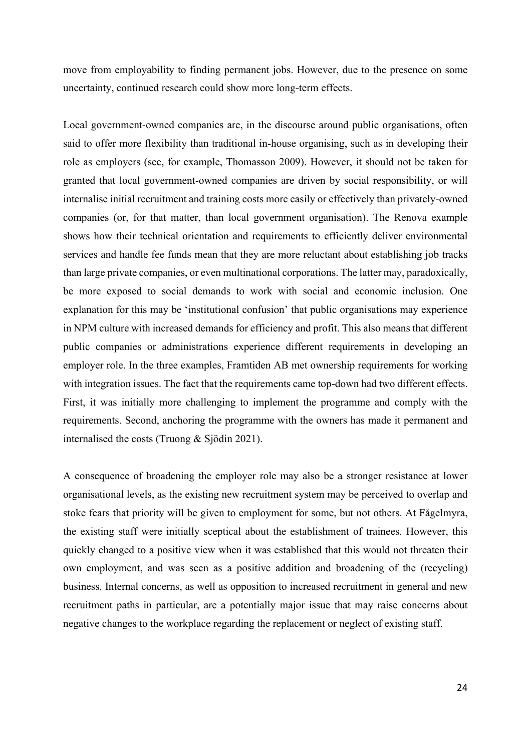move from employability to finding permanent jobs. However, due to the presence on some uncertainty, continued research could show more long-term effects.

Local government-owned companies are, in the discourse around public organisations, often said to offer more flexibility than traditional in-house organising, such as in developing their role as employers (see, for example, Thomasson 2009). However, it should not be taken for granted that local government-owned companies are driven by social responsibility, or will internalise initial recruitment and training costs more easily or effectively than privately-owned companies (or, for that matter, than local government organisation). The Renova example shows how their technical orientation and requirements to efficiently deliver environmental services and handle fee funds mean that they are more reluctant about establishing job tracks than large private companies, or even multinational corporations. The latter may, paradoxically, be more exposed to social demands to work with social and economic inclusion. One explanation for this may be 'institutional confusion' that public organisations may experience in NPM culture with increased demands for efficiency and profit. This also means that different public companies or administrations experience different requirements in developing an employer role. In the three examples, Framtiden AB met ownership requirements for working with integration issues. The fact that the requirements came top-down had two different effects. First, it was initially more challenging to implement the programme and comply with the requirements. Second, anchoring the programme with the owners has made it permanent and internalised the costs (Truong & Sjödin 2021).

A consequence of broadening the employer role may also be a stronger resistance at lower organisational levels, as the existing new recruitment system may be perceived to overlap and stoke fears that priority will be given to employment for some, but not others. At Fågelmyra, the existing staff were initially sceptical about the establishment of trainees. However, this quickly changed to a positive view when it was established that this would not threaten their own employment, and was seen as a positive addition and broadening of the (recycling) business. Internal concerns, as well as opposition to increased recruitment in general and new recruitment paths in particular, are a potentially major issue that may raise concerns about negative changes to the workplace regarding the replacement or neglect of existing staff.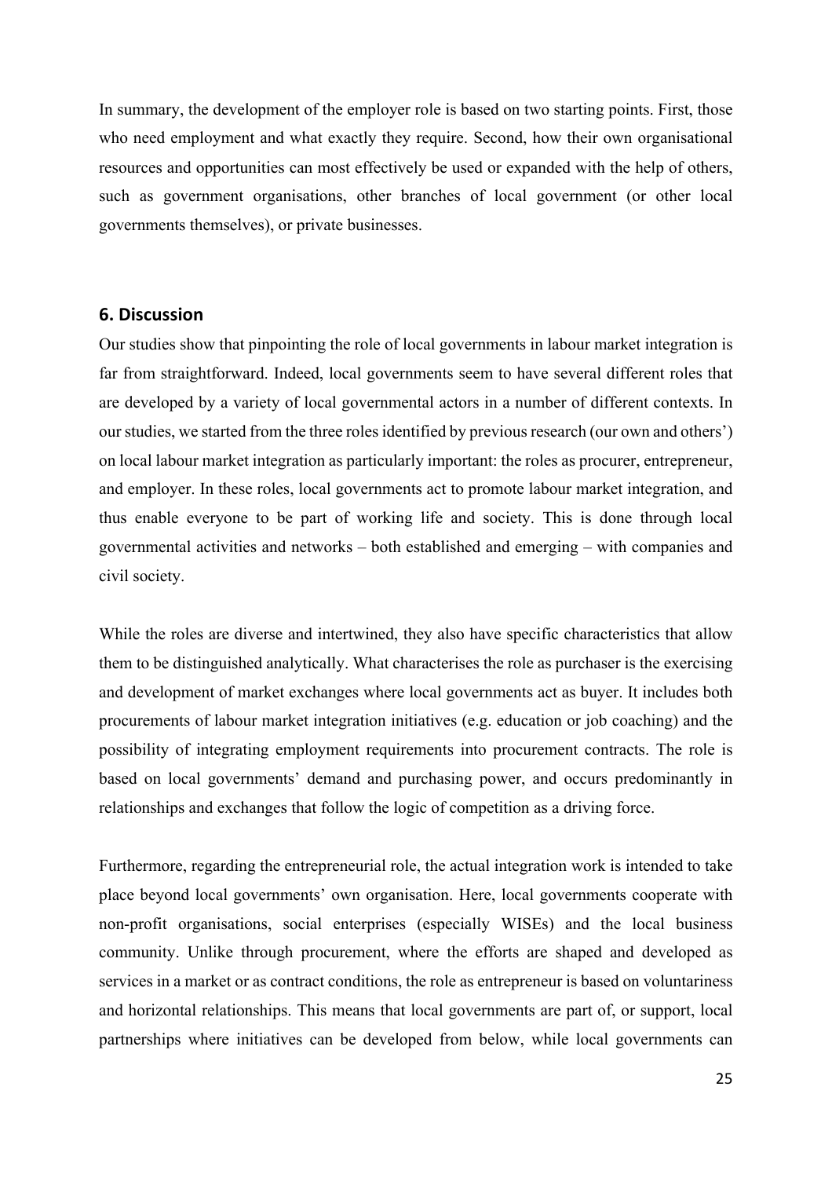In summary, the development of the employer role is based on two starting points. First, those who need employment and what exactly they require. Second, how their own organisational resources and opportunities can most effectively be used or expanded with the help of others, such as government organisations, other branches of local government (or other local governments themselves), or private businesses.

## 6. Discussion

Our studies show that pinpointing the role of local governments in labour market integration is far from straightforward. Indeed, local governments seem to have several different roles that are developed by a variety of local governmental actors in a number of different contexts. In our studies, we started from the three roles identified by previous research (our own and others') on local labour market integration as particularly important: the roles as procurer, entrepreneur, and employer. In these roles, local governments act to promote labour market integration, and thus enable everyone to be part of working life and society. This is done through local governmental activities and networks – both established and emerging – with companies and civil society.

While the roles are diverse and intertwined, they also have specific characteristics that allow them to be distinguished analytically. What characterises the role as purchaser is the exercising and development of market exchanges where local governments act as buyer. It includes both procurements of labour market integration initiatives (e.g. education or job coaching) and the possibility of integrating employment requirements into procurement contracts. The role is based on local governments' demand and purchasing power, and occurs predominantly in relationships and exchanges that follow the logic of competition as a driving force.

Furthermore, regarding the entrepreneurial role, the actual integration work is intended to take place beyond local governments' own organisation. Here, local governments cooperate with non-profit organisations, social enterprises (especially WISEs) and the local business community. Unlike through procurement, where the efforts are shaped and developed as services in a market or as contract conditions, the role as entrepreneur is based on voluntariness and horizontal relationships. This means that local governments are part of, or support, local partnerships where initiatives can be developed from below, while local governments can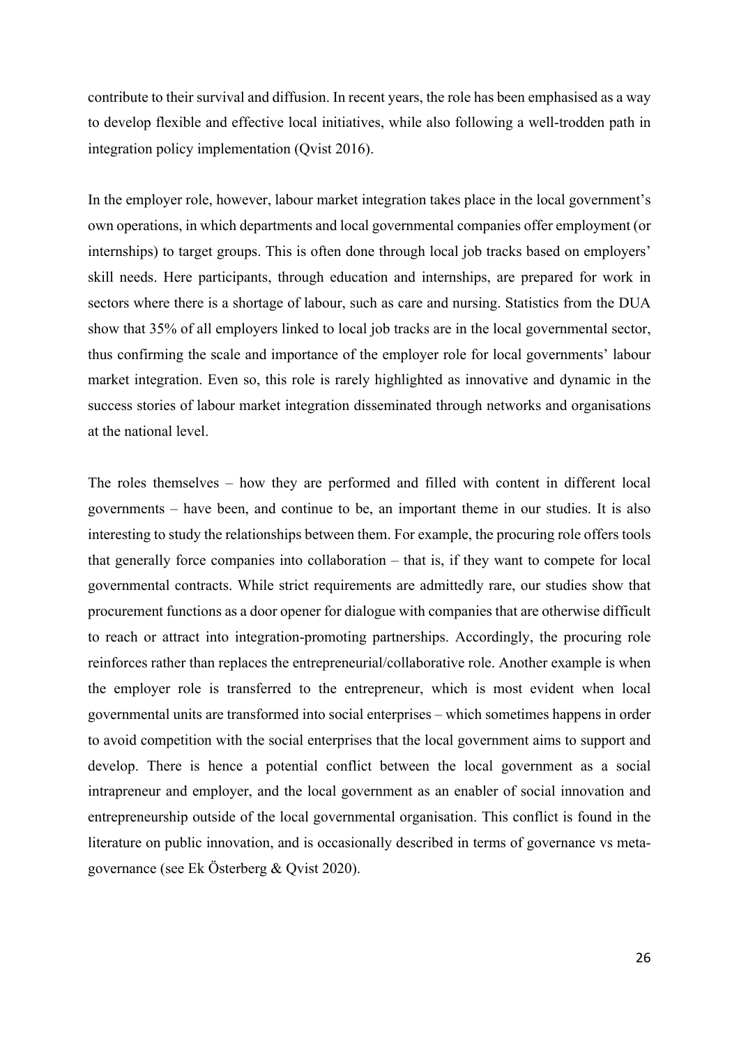contribute to their survival and diffusion. In recent years, the role has been emphasised as a way to develop flexible and effective local initiatives, while also following a well-trodden path in integration policy implementation (Qvist 2016).

In the employer role, however, labour market integration takes place in the local government's own operations, in which departments and local governmental companies offer employment (or internships) to target groups. This is often done through local job tracks based on employers' skill needs. Here participants, through education and internships, are prepared for work in sectors where there is a shortage of labour, such as care and nursing. Statistics from the DUA show that 35% of all employers linked to local job tracks are in the local governmental sector, thus confirming the scale and importance of the employer role for local governments' labour market integration. Even so, this role is rarely highlighted as innovative and dynamic in the success stories of labour market integration disseminated through networks and organisations at the national level.

The roles themselves – how they are performed and filled with content in different local governments – have been, and continue to be, an important theme in our studies. It is also interesting to study the relationships between them. For example, the procuring role offers tools that generally force companies into collaboration – that is, if they want to compete for local governmental contracts. While strict requirements are admittedly rare, our studies show that procurement functions as a door opener for dialogue with companies that are otherwise difficult to reach or attract into integration-promoting partnerships. Accordingly, the procuring role reinforces rather than replaces the entrepreneurial/collaborative role. Another example is when the employer role is transferred to the entrepreneur, which is most evident when local governmental units are transformed into social enterprises – which sometimes happens in order to avoid competition with the social enterprises that the local government aims to support and develop. There is hence a potential conflict between the local government as a social intrapreneur and employer, and the local government as an enabler of social innovation and entrepreneurship outside of the local governmental organisation. This conflict is found in the literature on public innovation, and is occasionally described in terms of governance vs meta-governance (see Ek Österberg & Qvist 2020).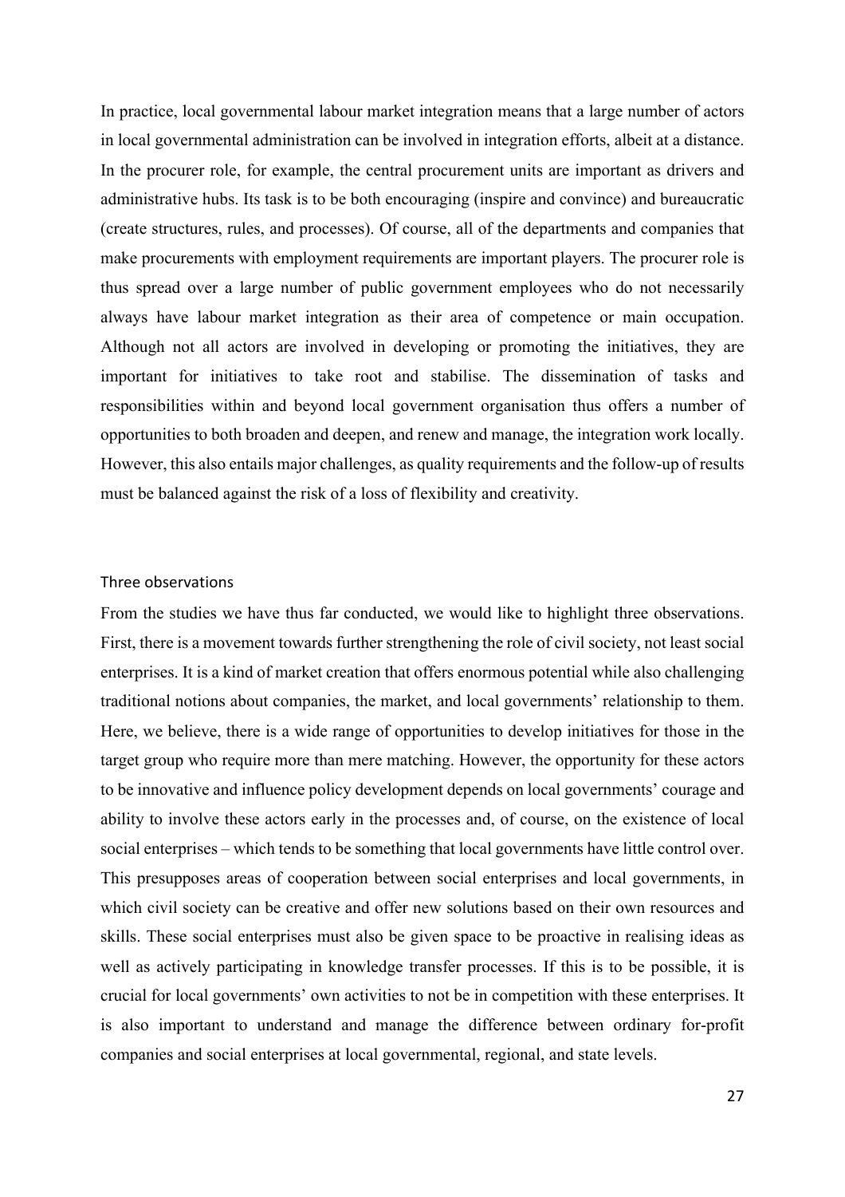In practice, local governmental labour market integration means that a large number of actors in local governmental administration can be involved in integration efforts, albeit at a distance. In the procurer role, for example, the central procurement units are important as drivers and administrative hubs. Its task is to be both encouraging (inspire and convince) and bureaucratic (create structures, rules, and processes). Of course, all of the departments and companies that make procurements with employment requirements are important players. The procurer role is thus spread over a large number of public government employees who do not necessarily always have labour market integration as their area of competence or main occupation. Although not all actors are involved in developing or promoting the initiatives, they are important for initiatives to take root and stabilise. The dissemination of tasks and responsibilities within and beyond local government organisation thus offers a number of opportunities to both broaden and deepen, and renew and manage, the integration work locally. However, this also entails major challenges, as quality requirements and the follow-up of results must be balanced against the risk of a loss of flexibility and creativity.

### Three observations

From the studies we have thus far conducted, we would like to highlight three observations. First, there is a movement towards further strengthening the role of civil society, not least social enterprises. It is a kind of market creation that offers enormous potential while also challenging traditional notions about companies, the market, and local governments' relationship to them. Here, we believe, there is a wide range of opportunities to develop initiatives for those in the target group who require more than mere matching. However, the opportunity for these actors to be innovative and influence policy development depends on local governments' courage and ability to involve these actors early in the processes and, of course, on the existence of local social enterprises – which tends to be something that local governments have little control over. This presupposes areas of cooperation between social enterprises and local governments, in which civil society can be creative and offer new solutions based on their own resources and skills. These social enterprises must also be given space to be proactive in realising ideas as well as actively participating in knowledge transfer processes. If this is to be possible, it is crucial for local governments' own activities to not be in competition with these enterprises. It is also important to understand and manage the difference between ordinary for-profit companies and social enterprises at local governmental, regional, and state levels.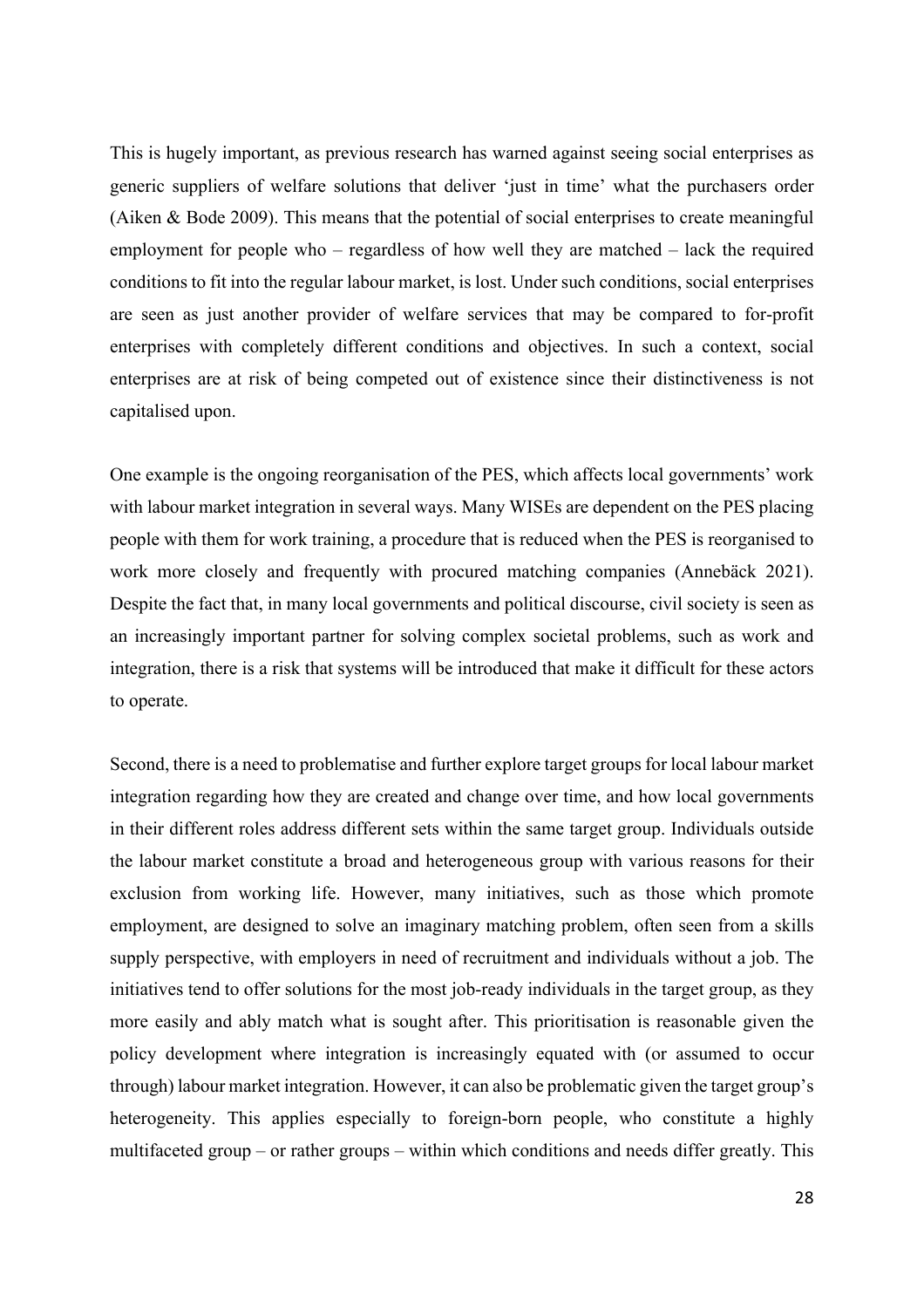This is hugely important, as previous research has warned against seeing social enterprises as generic suppliers of welfare solutions that deliver 'just in time' what the purchasers order (Aiken & Bode 2009). This means that the potential of social enterprises to create meaningful employment for people who – regardless of how well they are matched – lack the required conditions to fit into the regular labour market, is lost. Under such conditions, social enterprises are seen as just another provider of welfare services that may be compared to for-profit enterprises with completely different conditions and objectives. In such a context, social enterprises are at risk of being competed out of existence since their distinctiveness is not capitalised upon.

One example is the ongoing reorganisation of the PES, which affects local governments' work with labour market integration in several ways. Many WISEs are dependent on the PES placing people with them for work training, a procedure that is reduced when the PES is reorganised to work more closely and frequently with procured matching companies (Annebäck 2021). Despite the fact that, in many local governments and political discourse, civil society is seen as an increasingly important partner for solving complex societal problems, such as work and integration, there is a risk that systems will be introduced that make it difficult for these actors to operate.

Second, there is a need to problematise and further explore target groups for local labour market integration regarding how they are created and change over time, and how local governments in their different roles address different sets within the same target group. Individuals outside the labour market constitute a broad and heterogeneous group with various reasons for their exclusion from working life. However, many initiatives, such as those which promote employment, are designed to solve an imaginary matching problem, often seen from a skills supply perspective, with employers in need of recruitment and individuals without a job. The initiatives tend to offer solutions for the most job-ready individuals in the target group, as they more easily and ably match what is sought after. This prioritisation is reasonable given the policy development where integration is increasingly equated with (or assumed to occur through) labour market integration. However, it can also be problematic given the target group's heterogeneity. This applies especially to foreign-born people, who constitute a highly multifaceted group – or rather groups – within which conditions and needs differ greatly. This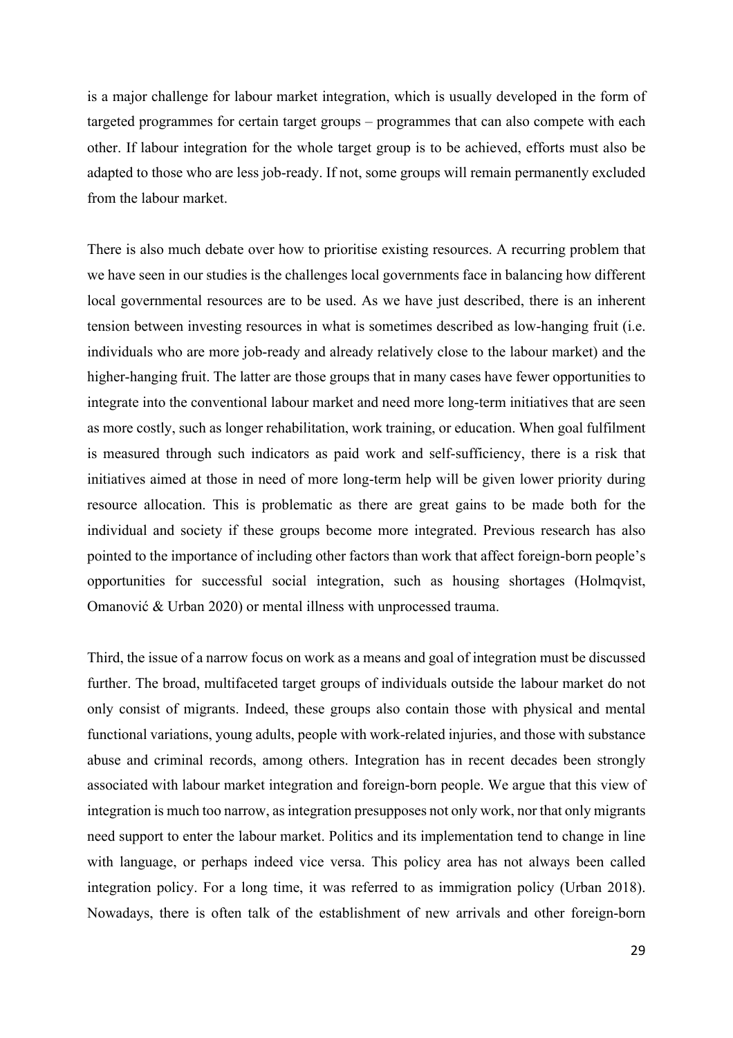is a major challenge for labour market integration, which is usually developed in the form of targeted programmes for certain target groups – programmes that can also compete with each other. If labour integration for the whole target group is to be achieved, efforts must also be adapted to those who are less job-ready. If not, some groups will remain permanently excluded from the labour market.

There is also much debate over how to prioritise existing resources. A recurring problem that we have seen in our studies is the challenges local governments face in balancing how different local governmental resources are to be used. As we have just described, there is an inherent tension between investing resources in what is sometimes described as low-hanging fruit (i.e. individuals who are more job-ready and already relatively close to the labour market) and the higher-hanging fruit. The latter are those groups that in many cases have fewer opportunities to integrate into the conventional labour market and need more long-term initiatives that are seen as more costly, such as longer rehabilitation, work training, or education. When goal fulfilment is measured through such indicators as paid work and self-sufficiency, there is a risk that initiatives aimed at those in need of more long-term help will be given lower priority during resource allocation. This is problematic as there are great gains to be made both for the individual and society if these groups become more integrated. Previous research has also pointed to the importance of including other factors than work that affect foreign-born people's opportunities for successful social integration, such as housing shortages (Holmqvist, Omanović & Urban 2020) or mental illness with unprocessed trauma.

Third, the issue of a narrow focus on work as a means and goal of integration must be discussed further. The broad, multifaceted target groups of individuals outside the labour market do not only consist of migrants. Indeed, these groups also contain those with physical and mental functional variations, young adults, people with work-related injuries, and those with substance abuse and criminal records, among others. Integration has in recent decades been strongly associated with labour market integration and foreign-born people. We argue that this view of integration is much too narrow, as integration presupposes not only work, nor that only migrants need support to enter the labour market. Politics and its implementation tend to change in line with language, or perhaps indeed vice versa. This policy area has not always been called integration policy. For a long time, it was referred to as immigration policy (Urban 2018). Nowadays, there is often talk of the establishment of new arrivals and other foreign-born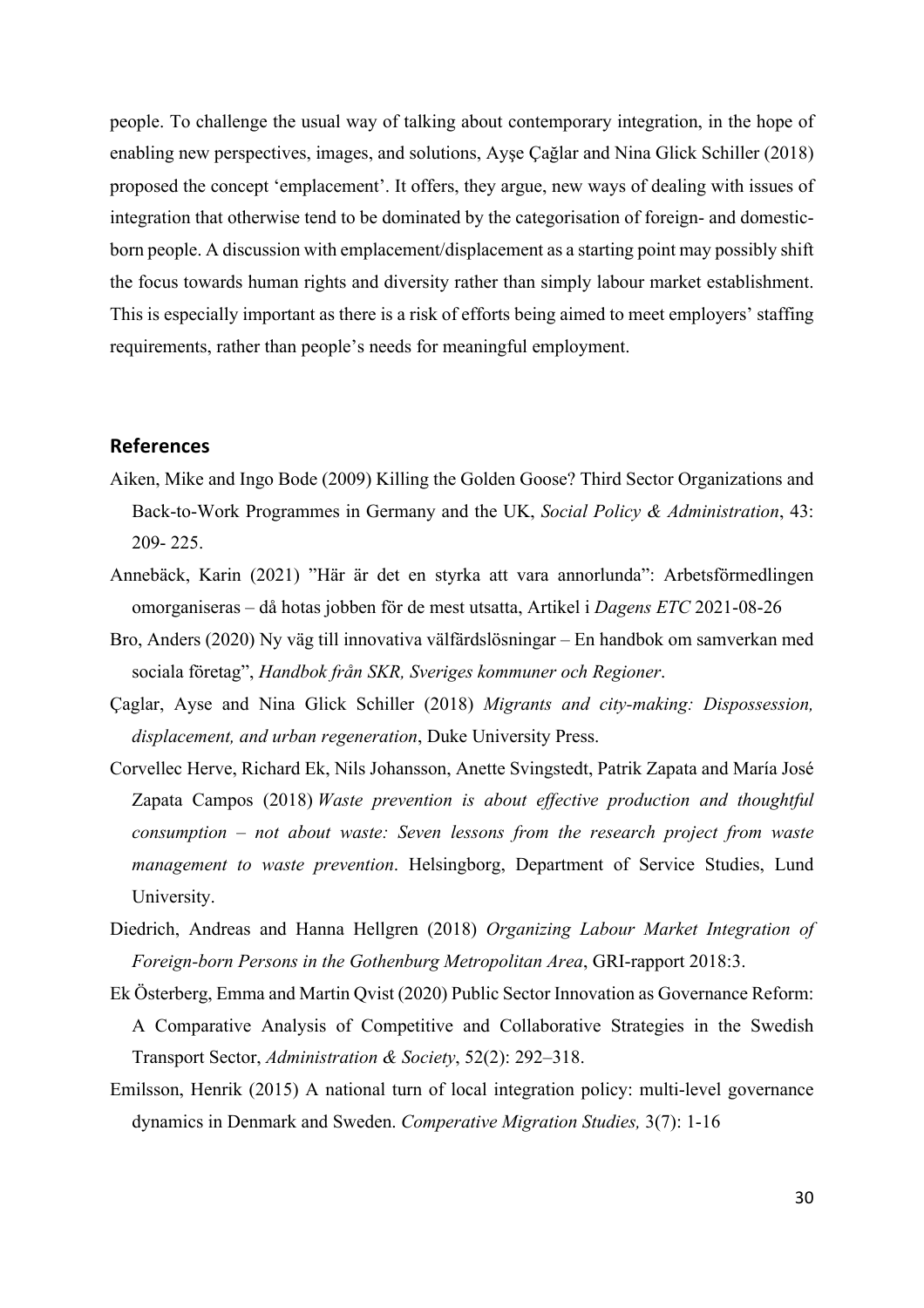people. To challenge the usual way of talking about contemporary integration, in the hope of enabling new perspectives, images, and solutions, Ayşe Çağlar and Nina Glick Schiller (2018) proposed the concept 'emplacement'. It offers, they argue, new ways of dealing with issues of integration that otherwise tend to be dominated by the categorisation of foreign- and domestic-born people. A discussion with emplacement/displacement as a starting point may possibly shift the focus towards human rights and diversity rather than simply labour market establishment. This is especially important as there is a risk of efforts being aimed to meet employers' staffing requirements, rather than people's needs for meaningful employment.

## References

Aiken, Mike and Ingo Bode (2009) Killing the Golden Goose? Third Sector Organizations and Back-to-Work Programmes in Germany and the UK, *Social Policy & Administration*, 43: 209- 225.

Anneback, Karin (2021) "Här är det en styrka att vara annorlunda": Arbetsförmedlingen omorganiseras – då hotas jobben för de mest utsatta, Artikel i *Dagens ETC* 2021-08-26

Bro, Anders (2020) Ny väg till innovativa välfärdslösningar – En handbok om samverkan med sociala företag", *Handbok från SKR, Sveriges kommuner och Regioner*.

Çaglar, Ayse and Nina Glick Schiller (2018) *Migrants and city-making: Dispossession, displacement, and urban regeneration*, Duke University Press.

Corvellec Herve, Richard Ek, Nils Johansson, Anette Svingstedt, Patrik Zapata and María José Zapata Campos (2018) *Waste prevention is about effective production and thoughtful consumption – not about waste: Seven lessons from the research project from waste management to waste prevention*. Helsingborg, Department of Service Studies, Lund University.

Diedrich, Andreas and Hanna Hellgren (2018) *Organizing Labour Market Integration of Foreign-born Persons in the Gothenburg Metropolitan Area*, GRI-rapport 2018:3.

Ek Österberg, Emma and Martin Qvist (2020) Public Sector Innovation as Governance Reform: A Comparative Analysis of Competitive and Collaborative Strategies in the Swedish Transport Sector, *Administration & Society*, 52(2): 292–318.

Emilsson, Henrik (2015) A national turn of local integration policy: multi-level governance dynamics in Denmark and Sweden. *Comperative Migration Studies,* 3(7): 1-16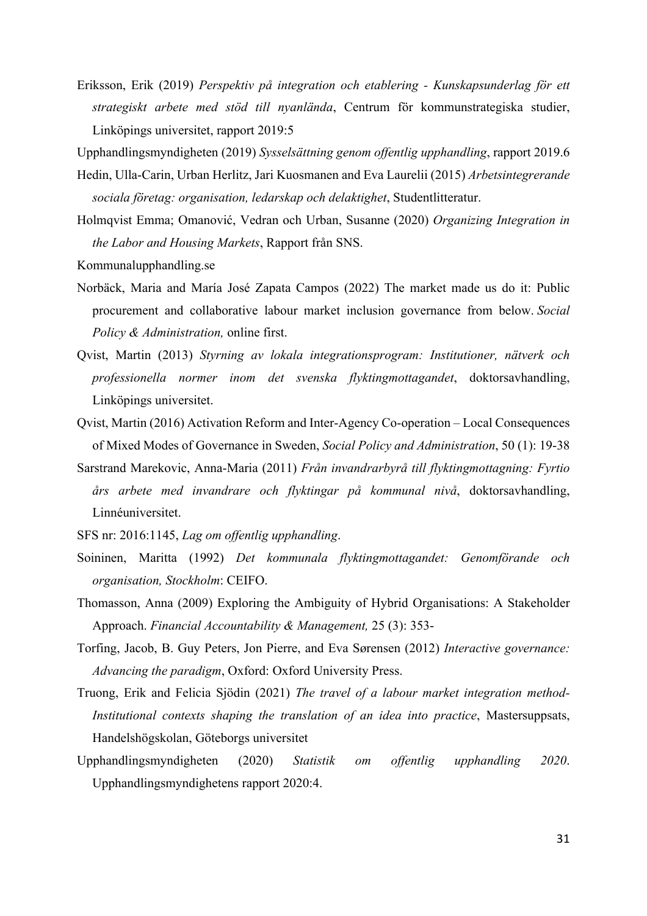Eriksson, Erik (2019) *Perspektiv på integration och etablering - Kunskapsunderlag för ett strategiskt arbete med stöd till nyanlända*, Centrum för kommunstrategiska studier, Linköpings universitet, rapport 2019:5

Upphandlingsmyndigheten (2019) *Sysselsättning genom offentlig upphandling*, rapport 2019.6

Hedin, Ulla-Carin, Urban Herlitz, Jari Kuosmanen and Eva Laurelii (2015) *Arbetsintegrerande sociala företag: organisation, ledarskap och delaktighet*, Studentlitteratur.

Holmqvist Emma; Omanović, Vedran och Urban, Susanne (2020) *Organizing Integration in the Labor and Housing Markets*, Rapport från SNS.

Kommunalupphandling.se

Norbäck, Maria and María José Zapata Campos (2022) The market made us do it: Public procurement and collaborative labour market inclusion governance from below. *Social Policy & Administration,* online first.

Qvist, Martin (2013) *Styrning av lokala integrationsprogram: Institutioner, nätverk och professionella normer inom det svenska flyktingmottagandet*, doktorsavhandling, Linköpings universitet.

Qvist, Martin (2016) Activation Reform and Inter-Agency Co-operation – Local Consequences of Mixed Modes of Governance in Sweden, *Social Policy and Administration*, 50 (1): 19-38

Sarstrand Marekovic, Anna-Maria (2011) *Från invandrarbyrå till flyktingmottagning: Fyrtio års arbete med invandrare och flyktingar på kommunal nivå*, doktorsavhandling, Linnéuniversitet.

SFS nr: 2016:1145, *Lag om offentlig upphandling*.

Soininen, Maritta (1992) *Det kommunala flyktingmottagandet: Genomförande och organisation, Stockholm*: CEIFO.

Thomasson, Anna (2009) Exploring the Ambiguity of Hybrid Organisations: A Stakeholder Approach. *Financial Accountability & Management,* 25 (3): 353-

Torfing, Jacob, B. Guy Peters, Jon Pierre, and Eva Sørensen (2012) *Interactive governance: Advancing the paradigm*, Oxford: Oxford University Press.

Truong, Erik and Felicia Sjödin (2021) *The travel of a labour market integration method- Institutional contexts shaping the translation of an idea into practice*, Mastersuppsats, Handelshögskolan, Göteborgs universitet

Upphandlingsmyndigheten (2020) *Statistik om offentlig upphandling 2020*. Upphandlingsmyndighetens rapport 2020:4.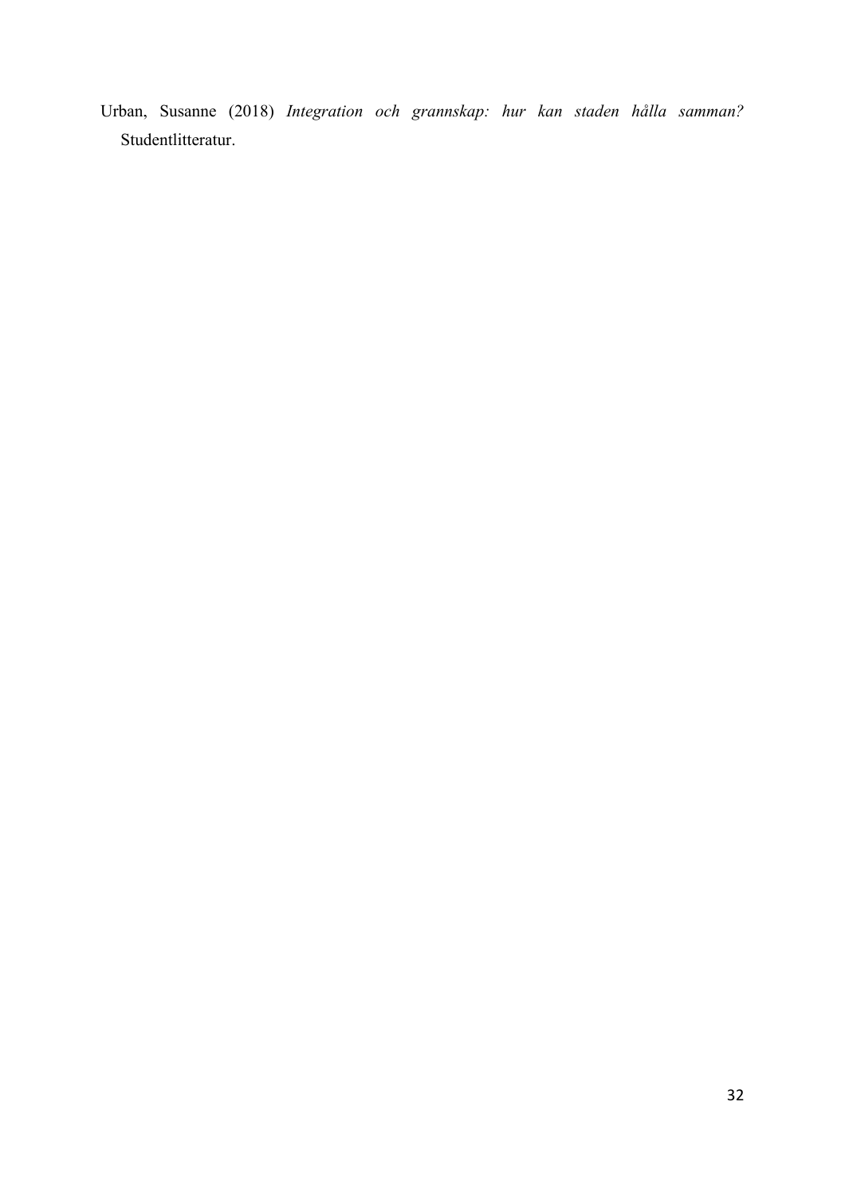Urban, Susanne (2018) *Integration och grannskap: hur kan staden hålla samman?* Studentlitteratur.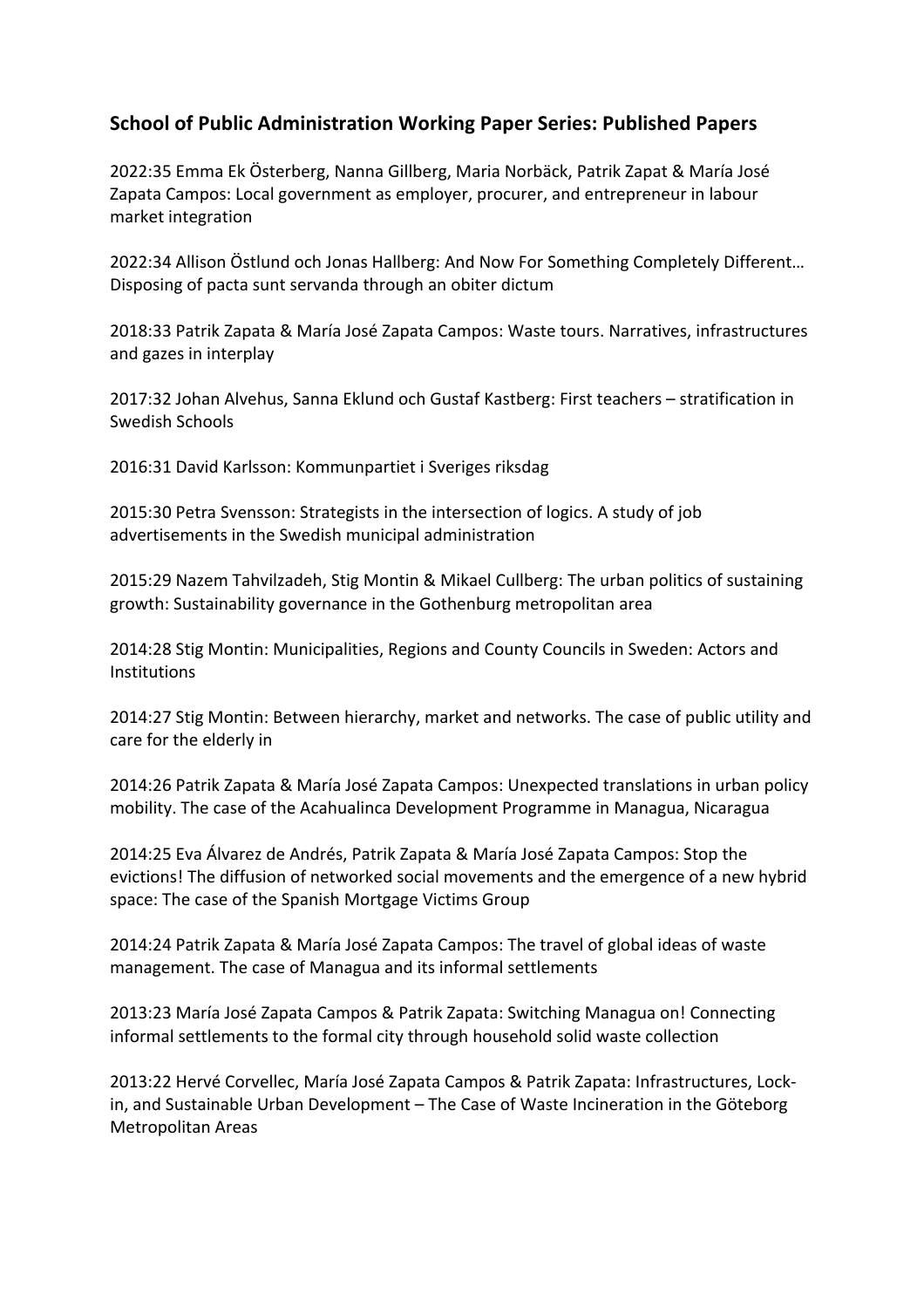## School of Public Administration Working Paper Series: Published Papers

2022:35 Emma Ek Österberg, Nanna Gillberg, Maria Norbäck, Patrik Zapat & María José Zapata Campos: Local government as employer, procurer, and entrepreneur in labour market integration

2022:34 Allison Östlund och Jonas Hallberg: And Now For Something Completely Different… Disposing of pacta sunt servanda through an obiter dictum

2018:33 Patrik Zapata & María José Zapata Campos: Waste tours. Narratives, infrastructures and gazes in interplay

2017:32 Johan Alvehus, Sanna Eklund och Gustaf Kastberg: First teachers – stratification in Swedish Schools

2016:31 David Karlsson: Kommunpartiet i Sveriges riksdag

2015:30 Petra Svensson: Strategists in the intersection of logics. A study of job advertisements in the Swedish municipal administration

2015:29 Nazem Tahvilzadeh, Stig Montin & Mikael Cullberg: The urban politics of sustaining growth: Sustainability governance in the Gothenburg metropolitan area

2014:28 Stig Montin: Municipalities, Regions and County Councils in Sweden: Actors and Institutions

2014:27 Stig Montin: Between hierarchy, market and networks. The case of public utility and care for the elderly in

2014:26 Patrik Zapata & María José Zapata Campos: Unexpected translations in urban policy mobility. The case of the Acahualinca Development Programme in Managua, Nicaragua

2014:25 Eva Álvarez de Andrés, Patrik Zapata & María José Zapata Campos: Stop the evictions! The diffusion of networked social movements and the emergence of a new hybrid space: The case of the Spanish Mortgage Victims Group

2014:24 Patrik Zapata & María José Zapata Campos: The travel of global ideas of waste management. The case of Managua and its informal settlements

2013:23 María José Zapata Campos & Patrik Zapata: Switching Managua on! Connecting informal settlements to the formal city through household solid waste collection

2013:22 Hervé Corvellec, María José Zapata Campos & Patrik Zapata: Infrastructures, Lock-in, and Sustainable Urban Development – The Case of Waste Incineration in the Göteborg Metropolitan Areas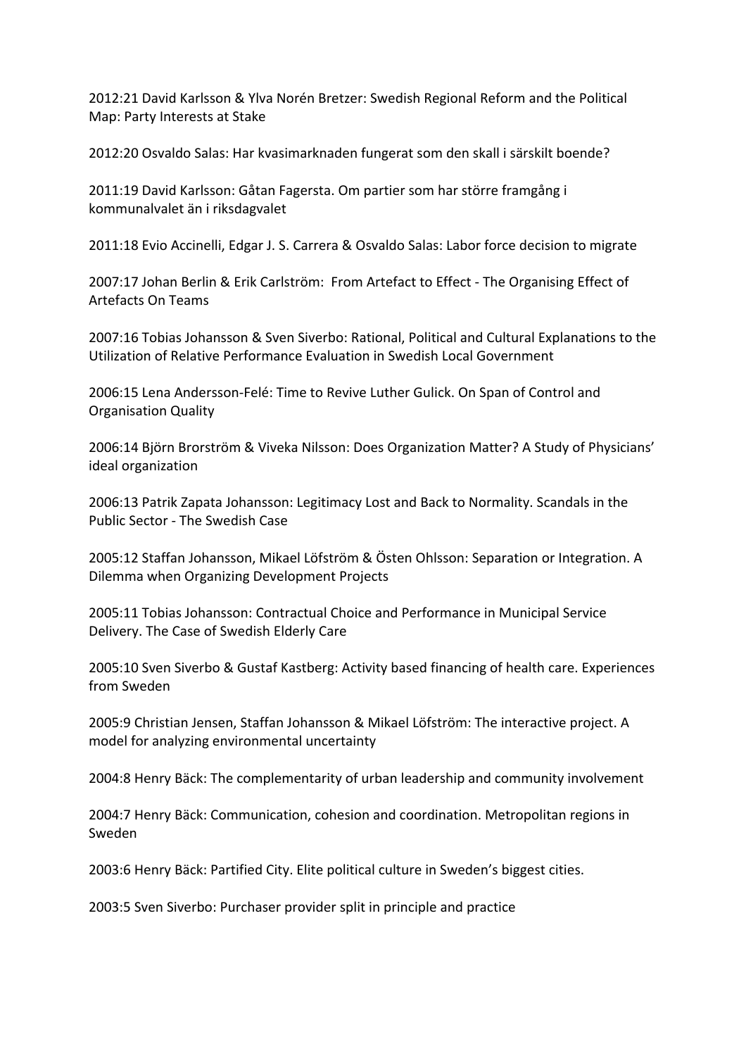2012:21 David Karlsson & Ylva Norén Bretzer: Swedish Regional Reform and the Political Map: Party Interests at Stake

2012:20 Osvaldo Salas: Har kvasimarknaden fungerat som den skall i särskilt boende?

2011:19 David Karlsson: Gåtan Fagersta. Om partier som har större framgång i kommunalvalet än i riksdagvalet

2011:18 Evio Accinelli, Edgar J. S. Carrera & Osvaldo Salas: Labor force decision to migrate

2007:17 Johan Berlin & Erik Carlström: From Artefact to Effect - The Organising Effect of Artefacts On Teams

2007:16 Tobias Johansson & Sven Siverbo: Rational, Political and Cultural Explanations to the Utilization of Relative Performance Evaluation in Swedish Local Government

2006:15 Lena Andersson-Felé: Time to Revive Luther Gulick. On Span of Control and Organisation Quality

2006:14 Björn Brorström & Viveka Nilsson: Does Organization Matter? A Study of Physicians' ideal organization

2006:13 Patrik Zapata Johansson: Legitimacy Lost and Back to Normality. Scandals in the Public Sector - The Swedish Case

2005:12 Staffan Johansson, Mikael Löfström & Östen Ohlsson: Separation or Integration. A Dilemma when Organizing Development Projects

2005:11 Tobias Johansson: Contractual Choice and Performance in Municipal Service Delivery. The Case of Swedish Elderly Care

2005:10 Sven Siverbo & Gustaf Kastberg: Activity based financing of health care. Experiences from Sweden

2005:9 Christian Jensen, Staffan Johansson & Mikael Löfström: The interactive project. A model for analyzing environmental uncertainty

2004:8 Henry Bäck: The complementarity of urban leadership and community involvement

2004:7 Henry Bäck: Communication, cohesion and coordination. Metropolitan regions in Sweden

2003:6 Henry Bäck: Partified City. Elite political culture in Sweden's biggest cities.

2003:5 Sven Siverbo: Purchaser provider split in principle and practice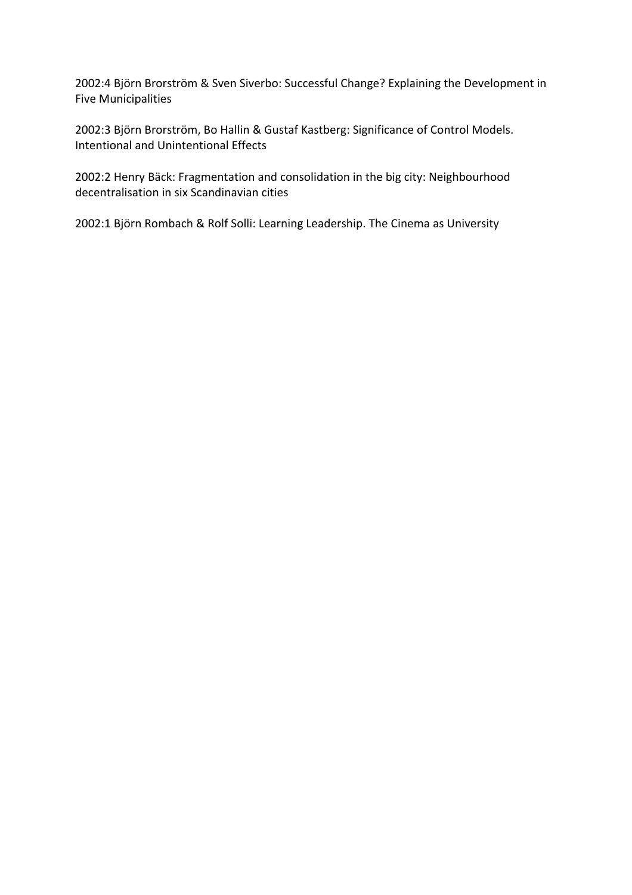2002:4 Björn Brorström & Sven Siverbo: Successful Change? Explaining the Development in Five Municipalities

2002:3 Björn Brorström, Bo Hallin & Gustaf Kastberg: Significance of Control Models. Intentional and Unintentional Effects

2002:2 Henry Bäck: Fragmentation and consolidation in the big city: Neighbourhood decentralisation in six Scandinavian cities

2002:1 Björn Rombach & Rolf Solli: Learning Leadership. The Cinema as University